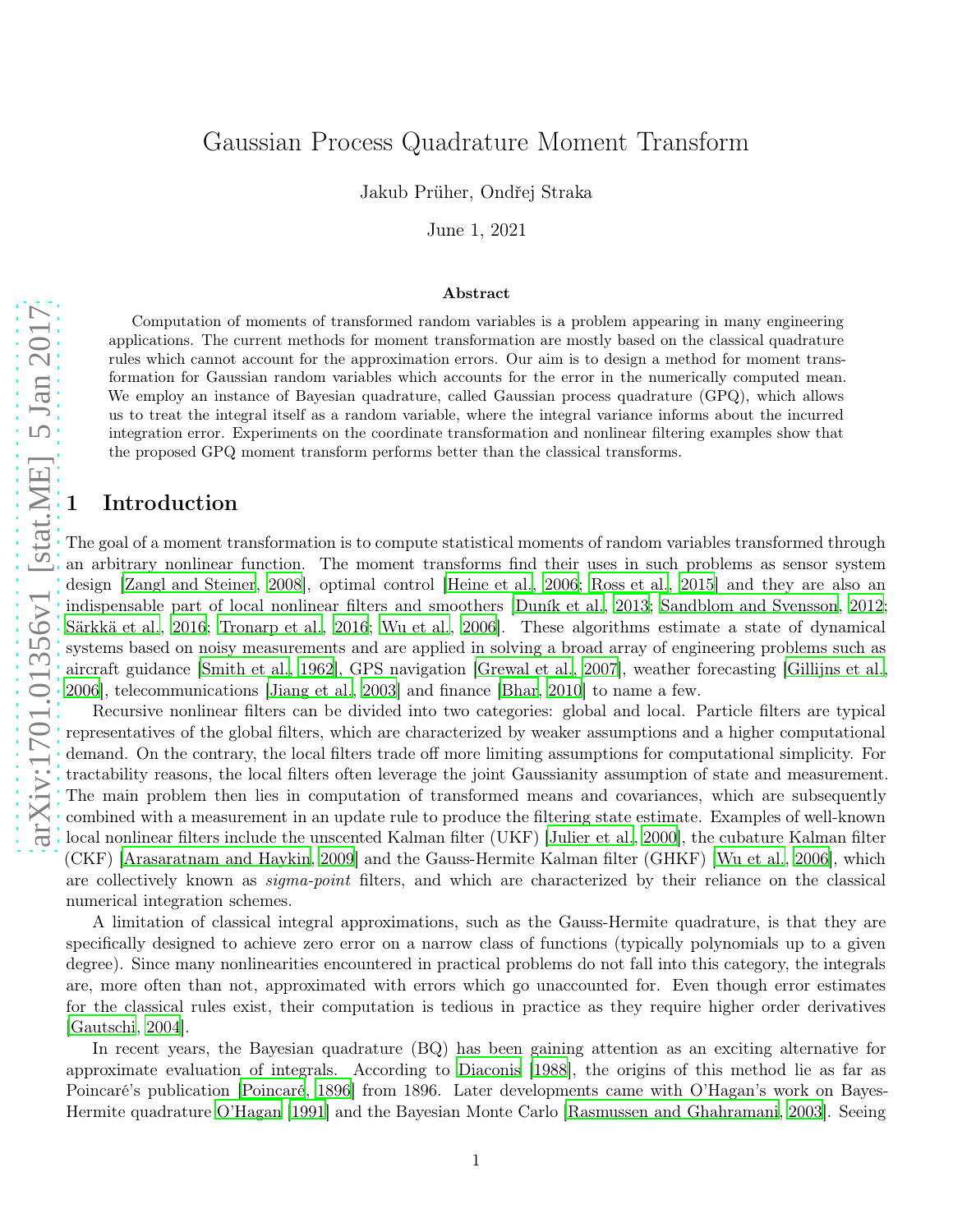# Gaussian Process Quadrature Moment Transform

Jakub Prüher, Ondřej Straka

June 1, 2021

### Abstract

Computation of moments of transformed random variables is a problem appearing in many engineering applications. The current methods for moment transformation are mostly based on the classical quadrature rules which cannot account for the approximation errors. Our aim is to design a method for moment transformation for Gaussian random variables which accounts for the error in the numerically computed mean. We employ an instance of Bayesian quadrature, called Gaussian process quadrature (GPQ), which allows us to treat the integral itself as a random variable, where the integral variance informs about the incurred integration error. Experiments on the coordinate transformation and nonlinear filtering examples show that the proposed GPQ moment transform performs better than the classical transforms.

## 1 Introduction

The goal of a moment transformation is to compute statistical moments of random variables transformed through an arbitrary nonlinear function. The moment transforms find their uses in such problems as sensor system design [Zangl and Steiner, 2008], optimal control [Heine et al., 2006; Ross et al., 2015] and they are also an indispensable part of local nonlinear filters and smoothers [Duník et al., 2013; Sandblom and Svensson, 2012; Särkkä et al., 2016; Tronarp et al., 2016; Wu et al., 2006]. These algorithms estimate a state of dynamical systems based on noisy measurements and are applied in solving a broad array of engineering problems such as aircraft guidance [Smith et al., 1962], GPS navigation [Grewal et al., 2007], weather forecasting [Gillijns et al., 2006], telecommunications [Jiang et al., 2003] and finance [Bhar, 2010] to name a few.

Recursive nonlinear filters can be divided into two categories: global and local. Particle filters are typical representatives of the global filters, which are characterized by weaker assumptions and a higher computational demand. On the contrary, the local filters trade off more limiting assumptions for computational simplicity. For tractability reasons, the local filters often leverage the joint Gaussianity assumption of state and measurement. The main problem then lies in computation of transformed means and covariances, which are subsequently combined with a measurement in an update rule to produce the filtering state estimate. Examples of well-known local nonlinear filters include the unscented Kalman filter (UKF) [Julier et al., 2000], the cubature Kalman filter (CKF) [Arasaratnam and Haykin, 2009] and the Gauss-Hermite Kalman filter (GHKF) [Wu et al., 2006], which are collectively known as *sigma-point* filters, and which are characterized by their reliance on the classical numerical integration schemes.

A limitation of classical integral approximations, such as the Gauss-Hermite quadrature, is that they are specifically designed to achieve zero error on a narrow class of functions (typically polynomials up to a given degree). Since many nonlinearities encountered in practical problems do not fall into this category, the integrals are, more often than not, approximated with errors which go unaccounted for. Even though error estimates for the classical rules exist, their computation is tedious in practice as they require higher order derivatives [Gautschi, 2004].

In recent years, the Bayesian quadrature (BQ) has been gaining attention as an exciting alternative for approximate evaluation of integrals. According to Diaconis [1988], the origins of this method lie as far as Poincaré's publication [Poincaré, 1896] from 1896. Later developments came with O'Hagan's work on Bayes-Hermite quadrature O'Hagan [1991] and the Bayesian Monte Carlo [Rasmussen and Ghahramani, 2003]. Seeing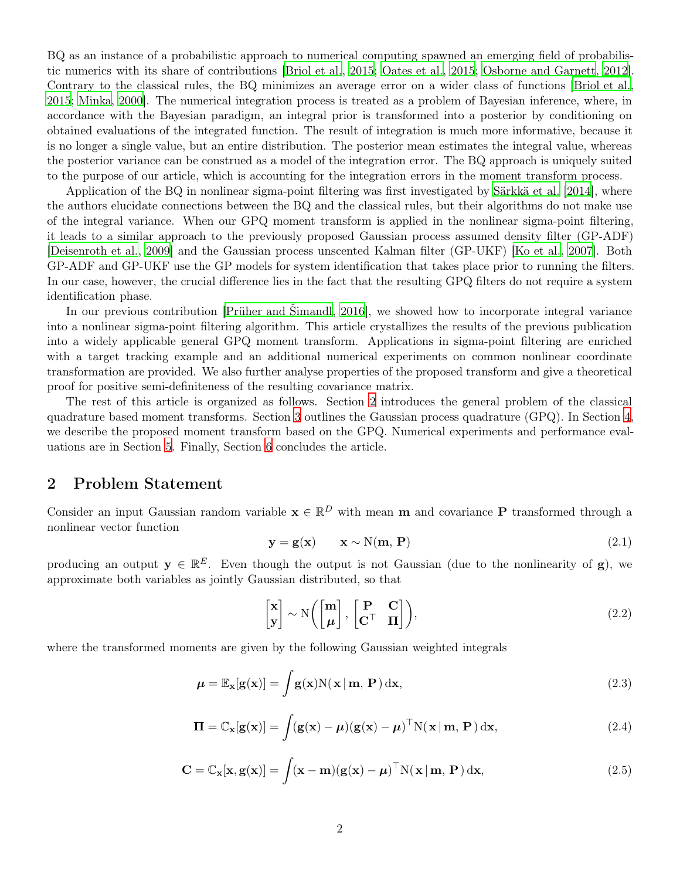BQ as an instance of a probabilistic approach to numerical computing spawned an emerging field of probabilistic numerics with its share of contributions [Briol et al., 2015; Oates et al., 2015; Osborne and Garnett, 2012]. Contrary to the classical rules, the BQ minimizes an average error on a wider class of functions [Briol et al., 2015; Minka, 2000]. The numerical integration process is treated as a problem of Bayesian inference, where, in accordance with the Bayesian paradigm, an integral prior is transformed into a posterior by conditioning on obtained evaluations of the integrated function. The result of integration is much more informative, because it is no longer a single value, but an entire distribution. The posterior mean estimates the integral value, whereas the posterior variance can be construed as a model of the integration error. The BQ approach is uniquely suited to the purpose of our article, which is accounting for the integration errors in the moment transform process.

Application of the BQ in nonlinear sigma-point filtering was first investigated by Särkkä et al. [2014], where the authors elucidate connections between the BQ and the classical rules, but their algorithms do not make use of the integral variance. When our GPQ moment transform is applied in the nonlinear sigma-point filtering, it leads to a similar approach to the previously proposed Gaussian process assumed density filter (GP-ADF) [Deisenroth et al., 2009] and the Gaussian process unscented Kalman filter (GP-UKF) [Ko et al., 2007]. Both GP-ADF and GP-UKF use the GP models for system identification that takes place prior to running the filters. In our case, however, the crucial difference lies in the fact that the resulting GPQ filters do not require a system identification phase.

In our previous contribution [Prüher and Šimandl, 2016], we showed how to incorporate integral variance into a nonlinear sigma-point filtering algorithm. This article crystallizes the results of the previous publication into a widely applicable general GPQ moment transform. Applications in sigma-point filtering are enriched with a target tracking example and an additional numerical experiments on common nonlinear coordinate transformation are provided. We also further analyse properties of the proposed transform and give a theoretical proof for positive semi-definiteness of the resulting covariance matrix.

The rest of this article is organized as follows. Section 2 introduces the general problem of the classical quadrature based moment transforms. Section 3 outlines the Gaussian process quadrature (GPQ). In Section 4, we describe the proposed moment transform based on the GPQ. Numerical experiments and performance evaluations are in Section 5. Finally, Section 6 concludes the article.

## 2 Problem Statement

Consider an input Gaussian random variable $\mathbf{x} \in \mathbb{R}^D$ with mean $\mathbf{m}$ and covariance $\mathbf{P}$ transformed through a nonlinear vector function

$$\mathbf{y} = \mathbf{g}(\mathbf{x}) \qquad \mathbf{x} \sim \mathrm{N}(\mathbf{m}, \mathbf{P}) \tag{2.1}$$

producing an output $\mathbf{y} \in \mathbb{R}^E$. Even though the output is not Gaussian (due to the nonlinearity of $\mathbf{g}$), we approximate both variables as jointly Gaussian distributed, so that

$$\begin{bmatrix} \mathbf{x} \\ \mathbf{y} \end{bmatrix} \sim \mathrm{N}\left( \begin{bmatrix} \mathbf{m} \\ \boldsymbol{\mu} \end{bmatrix}, \begin{bmatrix} \mathbf{P} & \mathbf{C} \\ \mathbf{C}^\top & \boldsymbol{\Pi} \end{bmatrix} \right), \tag{2.2}$$

where the transformed moments are given by the following Gaussian weighted integrals

$$\boldsymbol{\mu} = \mathbb{E}_{\mathbf{x}}[\mathbf{g}(\mathbf{x})] = \int \mathbf{g}(\mathbf{x}) \mathrm{N}(\,\mathbf{x} \,|\, \mathbf{m},\, \mathbf{P}\,) \,\mathrm{d}\mathbf{x}, \tag{2.3}$$

$$\boldsymbol{\Pi} = \mathbb{C}_{\mathbf{x}}[\mathbf{g}(\mathbf{x})] = \int (\mathbf{g}(\mathbf{x}) - \boldsymbol{\mu})(\mathbf{g}(\mathbf{x}) - \boldsymbol{\mu})^\top \mathrm{N}(\,\mathbf{x} \,|\, \mathbf{m},\, \mathbf{P}\,) \,\mathrm{d}\mathbf{x}, \tag{2.4}$$

$$\mathbf{C} = \mathbb{C}_{\mathbf{x}}[\mathbf{x}, \mathbf{g}(\mathbf{x})] = \int (\mathbf{x} - \mathbf{m})(\mathbf{g}(\mathbf{x}) - \boldsymbol{\mu})^\top \mathrm{N}(\,\mathbf{x} \,|\, \mathbf{m},\, \mathbf{P}\,) \,\mathrm{d}\mathbf{x}, \tag{2.5}$$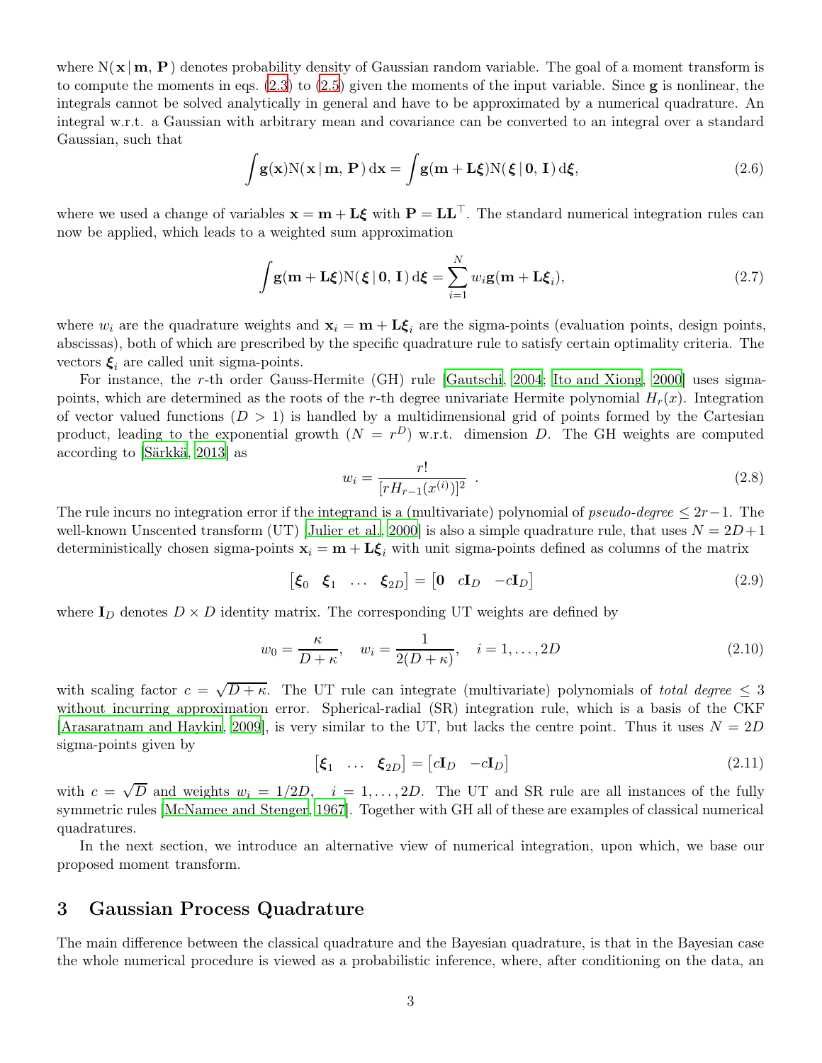where $\mathrm{N}(\mathbf{x} \,|\, \mathbf{m},\, \mathbf{P})$ denotes probability density of Gaussian random variable. The goal of a moment transform is to compute the moments in eqs. (2.3) to (2.5) given the moments of the input variable. Since $\mathbf{g}$ is nonlinear, the integrals cannot be solved analytically in general and have to be approximated by a numerical quadrature. An integral w.r.t. a Gaussian with arbitrary mean and covariance can be converted to an integral over a standard Gaussian, such that

$$\int \mathbf{g}(\mathbf{x})\mathrm{N}(\mathbf{x} \,|\, \mathbf{m},\, \mathbf{P})\,\mathrm{d}\mathbf{x} = \int \mathbf{g}(\mathbf{m} + \mathbf{L}\boldsymbol{\xi})\mathrm{N}(\boldsymbol{\xi} \,|\, \mathbf{0},\, \mathbf{I})\,\mathrm{d}\boldsymbol{\xi}, \tag{2.6}$$

where we used a change of variables $\mathbf{x} = \mathbf{m} + \mathbf{L}\boldsymbol{\xi}$ with $\mathbf{P} = \mathbf{L}\mathbf{L}^\top$. The standard numerical integration rules can now be applied, which leads to a weighted sum approximation

$$\int \mathbf{g}(\mathbf{m} + \mathbf{L}\boldsymbol{\xi})\mathrm{N}(\boldsymbol{\xi} \,|\, \mathbf{0},\, \mathbf{I})\,\mathrm{d}\boldsymbol{\xi} = \sum_{i=1}^{N} w_i \mathbf{g}(\mathbf{m} + \mathbf{L}\boldsymbol{\xi}_i), \tag{2.7}$$

where $w_i$ are the quadrature weights and $\mathbf{x}_i = \mathbf{m} + \mathbf{L}\boldsymbol{\xi}_i$ are the sigma-points (evaluation points, design points, abscissas), both of which are prescribed by the specific quadrature rule to satisfy certain optimality criteria. The vectors $\boldsymbol{\xi}_i$ are called unit sigma-points.

For instance, the $r$-th order Gauss-Hermite (GH) rule [Gautschi, 2004; Ito and Xiong, 2000] uses sigma-points, which are determined as the roots of the $r$-th degree univariate Hermite polynomial $H_r(x)$. Integration of vector valued functions ($D > 1$) is handled by a multidimensional grid of points formed by the Cartesian product, leading to the exponential growth ($N = r^D$) w.r.t. dimension $D$. The GH weights are computed according to [Särkkä, 2013] as

$$w_i = \frac{r!}{[rH_{r-1}(x^{(i)})]^2} \ . \tag{2.8}$$

The rule incurs no integration error if the integrand is a (multivariate) polynomial of *pseudo-degree* $\leq 2r-1$. The well-known Unscented transform (UT) [Julier et al., 2000] is also a simple quadrature rule, that uses $N = 2D+1$ deterministically chosen sigma-points $\mathbf{x}_i = \mathbf{m} + \mathbf{L}\boldsymbol{\xi}_i$ with unit sigma-points defined as columns of the matrix

$$\begin{bmatrix} \boldsymbol{\xi}_0 & \boldsymbol{\xi}_1 & \dots & \boldsymbol{\xi}_{2D} \end{bmatrix} = \begin{bmatrix} \mathbf{0} & c\mathbf{I}_D & -c\mathbf{I}_D \end{bmatrix} \tag{2.9}$$

where $\mathbf{I}_D$ denotes $D \times D$ identity matrix. The corresponding UT weights are defined by

$$w_0 = \frac{\kappa}{D+\kappa}, \quad w_i = \frac{1}{2(D+\kappa)}, \quad i = 1, \dots, 2D \tag{2.10}$$

with scaling factor $c = \sqrt{D+\kappa}$. The UT rule can integrate (multivariate) polynomials of *total degree* $\leq 3$ without incurring approximation error. Spherical-radial (SR) integration rule, which is a basis of the CKF [Arasaratnam and Haykin, 2009], is very similar to the UT, but lacks the centre point. Thus it uses $N = 2D$ sigma-points given by

$$\begin{bmatrix} \boldsymbol{\xi}_1 & \dots & \boldsymbol{\xi}_{2D} \end{bmatrix} = \begin{bmatrix} c\mathbf{I}_D & -c\mathbf{I}_D \end{bmatrix} \tag{2.11}$$

with $c = \sqrt{D}$ and weights $w_i = 1/2D, \quad i = 1, \dots, 2D$. The UT and SR rule are all instances of the fully symmetric rules [McNamee and Stenger, 1967]. Together with GH all of these are examples of classical numerical quadratures.

In the next section, we introduce an alternative view of numerical integration, upon which, we base our proposed moment transform.

# 3 Gaussian Process Quadrature

The main difference between the classical quadrature and the Bayesian quadrature, is that in the Bayesian case the whole numerical procedure is viewed as a probabilistic inference, where, after conditioning on the data, an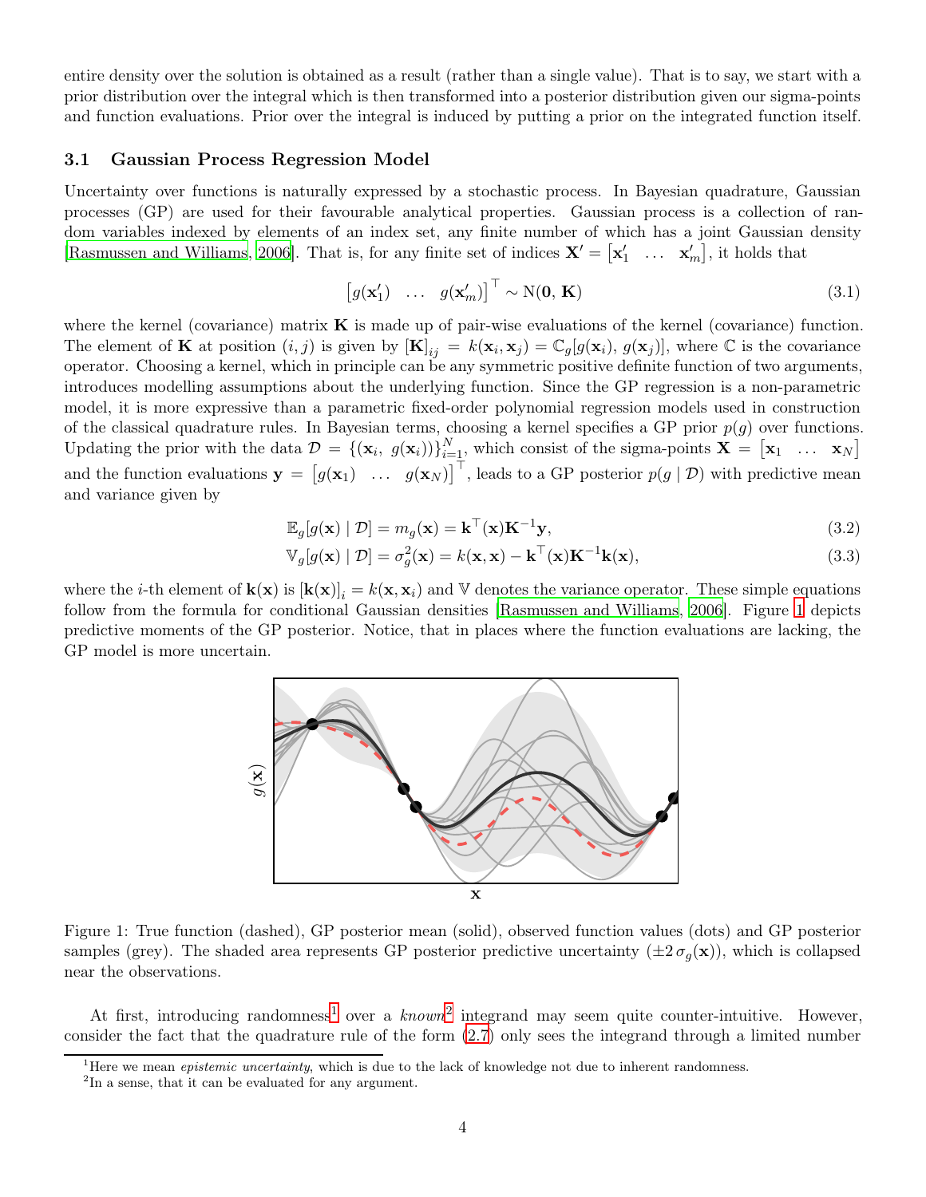entire density over the solution is obtained as a result (rather than a single value). That is to say, we start with a prior distribution over the integral which is then transformed into a posterior distribution given our sigma-points and function evaluations. Prior over the integral is induced by putting a prior on the integrated function itself.

### 3.1 Gaussian Process Regression Model

Uncertainty over functions is naturally expressed by a stochastic process. In Bayesian quadrature, Gaussian processes (GP) are used for their favourable analytical properties. Gaussian process is a collection of random variables indexed by elements of an index set, any finite number of which has a joint Gaussian density [Rasmussen and Williams, 2006]. That is, for any finite set of indices $\mathbf{X}' = \begin{bmatrix}\mathbf{x}'_1 & \dots & \mathbf{x}'_m\end{bmatrix}$, it holds that

$$\begin{bmatrix} g(\mathbf{x}'_1) & \dots & g(\mathbf{x}'_m) \end{bmatrix}^\top \sim \mathrm{N}(\mathbf{0}, \mathbf{K}) \tag{3.1}$$

where the kernel (covariance) matrix $\mathbf{K}$ is made up of pair-wise evaluations of the kernel (covariance) function. The element of $\mathbf{K}$ at position $(i, j)$ is given by $[\mathbf{K}]_{ij} = k(\mathbf{x}_i, \mathbf{x}_j) = \mathbb{C}_g[g(\mathbf{x}_i),\, g(\mathbf{x}_j)]$, where $\mathbb{C}$ is the covariance operator. Choosing a kernel, which in principle can be any symmetric positive definite function of two arguments, introduces modelling assumptions about the underlying function. Since the GP regression is a non-parametric model, it is more expressive than a parametric fixed-order polynomial regression models used in construction of the classical quadrature rules. In Bayesian terms, choosing a kernel specifies a GP prior $p(g)$ over functions. Updating the prior with the data $\mathcal{D} = \{(\mathbf{x}_i,\ g(\mathbf{x}_i))\}_{i=1}^N$, which consist of the sigma-points $\mathbf{X} = \begin{bmatrix}\mathbf{x}_1 & \dots & \mathbf{x}_N\end{bmatrix}$ and the function evaluations $\mathbf{y} = \begin{bmatrix} g(\mathbf{x}_1) & \dots & g(\mathbf{x}_N)\end{bmatrix}^\top$, leads to a GP posterior $p(g \mid \mathcal{D})$ with predictive mean and variance given by

$$\mathbb{E}_g[g(\mathbf{x}) \mid \mathcal{D}] = m_g(\mathbf{x}) = \mathbf{k}^\top(\mathbf{x})\mathbf{K}^{-1}\mathbf{y}, \tag{3.2}$$

$$\mathbb{V}_g[g(\mathbf{x}) \mid \mathcal{D}] = \sigma_g^2(\mathbf{x}) = k(\mathbf{x}, \mathbf{x}) - \mathbf{k}^\top(\mathbf{x})\mathbf{K}^{-1}\mathbf{k}(\mathbf{x}), \tag{3.3}$$

where the $i$-th element of $\mathbf{k}(\mathbf{x})$ is $[\mathbf{k}(\mathbf{x})]_i = k(\mathbf{x}, \mathbf{x}_i)$ and $\mathbb{V}$ denotes the variance operator. These simple equations follow from the formula for conditional Gaussian densities [Rasmussen and Williams, 2006]. Figure 1 depicts predictive moments of the GP posterior. Notice, that in places where the function evaluations are lacking, the GP model is more uncertain.

Figure 1: True function (dashed), GP posterior mean (solid), observed function values (dots) and GP posterior samples (grey). The shaded area represents GP posterior predictive uncertainty ($\pm 2\,\sigma_g(\mathbf{x})$), which is collapsed near the observations.

At first, introducing randomness[1] over a *known*[2] integrand may seem quite counter-intuitive. However, consider the fact that the quadrature rule of the form (2.7) only sees the integrand through a limited number

[1] Here we mean *epistemic uncertainty*, which is due to the lack of knowledge not due to inherent randomness.

[2] In a sense, that it can be evaluated for any argument.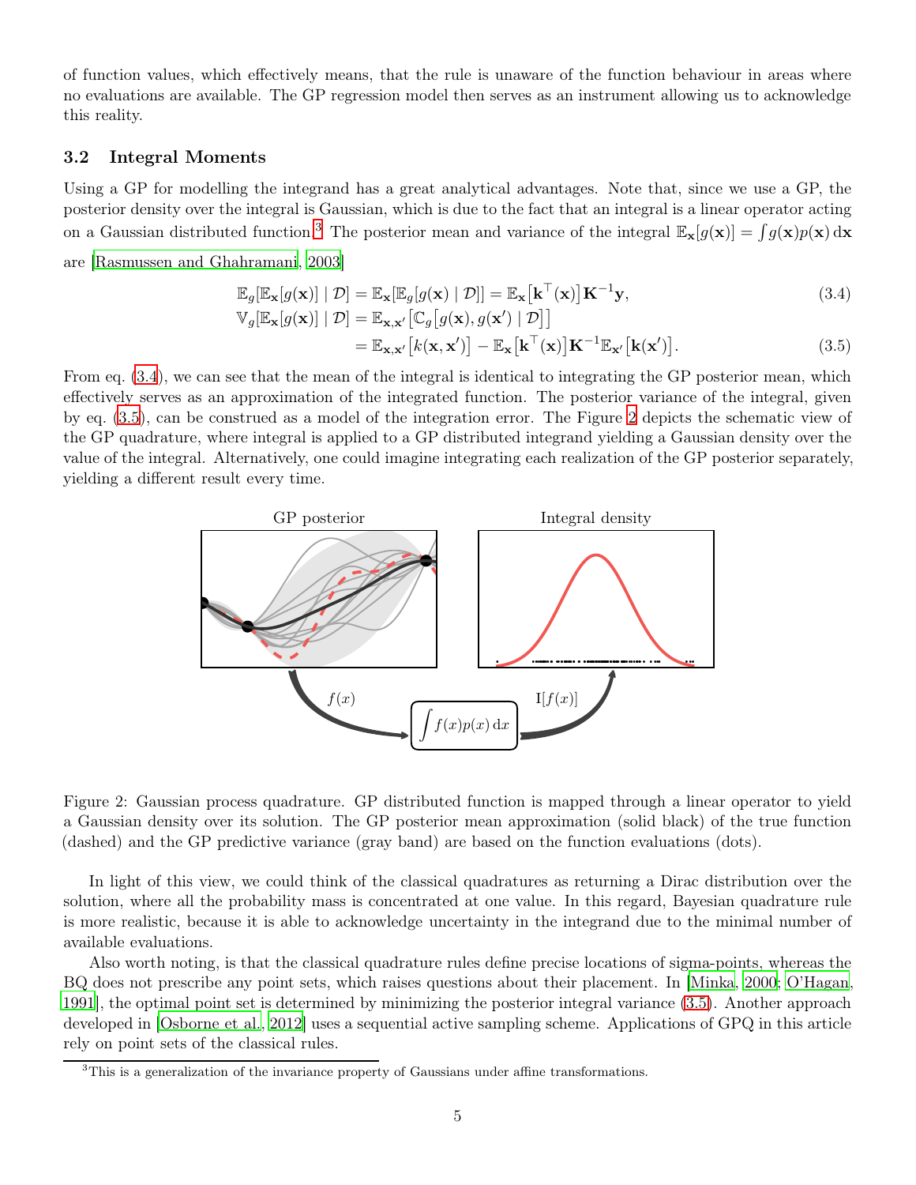of function values, which effectively means, that the rule is unaware of the function behaviour in areas where no evaluations are available. The GP regression model then serves as an instrument allowing us to acknowledge this reality.

### 3.2 Integral Moments

Using a GP for modelling the integrand has a great analytical advantages. Note that, since we use a GP, the posterior density over the integral is Gaussian, which is due to the fact that an integral is a linear operator acting on a Gaussian distributed function.[3] The posterior mean and variance of the integral $\mathbb{E}_{\mathbf{x}}[g(\mathbf{x})] = \int g(\mathbf{x})p(\mathbf{x})\,\mathrm{d}\mathbf{x}$ are [Rasmussen and Ghahramani, 2003]

$$
\mathbb{E}_g[\mathbb{E}_{\mathbf{x}}[g(\mathbf{x})] \mid \mathcal{D}] = \mathbb{E}_{\mathbf{x}}[\mathbb{E}_g[g(\mathbf{x}) \mid \mathcal{D}]] = \mathbb{E}_{\mathbf{x}}\big[\mathbf{k}^\top(\mathbf{x})\big]\mathbf{K}^{-1}\mathbf{y}, \tag{3.4}
$$

$$
\begin{aligned}
\mathbb{V}_g[\mathbb{E}_{\mathbf{x}}[g(\mathbf{x})] \mid \mathcal{D}] &= \mathbb{E}_{\mathbf{x},\mathbf{x}'}\big[\mathbb{C}_g\big[g(\mathbf{x}), g(\mathbf{x}') \mid \mathcal{D}\big]\big] \\
&= \mathbb{E}_{\mathbf{x},\mathbf{x}'}\big[k(\mathbf{x},\mathbf{x}')\big] - \mathbb{E}_{\mathbf{x}}\big[\mathbf{k}^\top(\mathbf{x})\big]\mathbf{K}^{-1}\mathbb{E}_{\mathbf{x}'}\big[\mathbf{k}(\mathbf{x}')\big].
\end{aligned} \tag{3.5}
$$

From eq. (3.4), we can see that the mean of the integral is identical to integrating the GP posterior mean, which effectively serves as an approximation of the integrated function. The posterior variance of the integral, given by eq. (3.5), can be construed as a model of the integration error. The Figure 2 depicts the schematic view of the GP quadrature, where integral is applied to a GP distributed integrand yielding a Gaussian density over the value of the integral. Alternatively, one could imagine integrating each realization of the GP posterior separately, yielding a different result every time.

Figure 2: Gaussian process quadrature. GP distributed function is mapped through a linear operator to yield a Gaussian density over its solution. The GP posterior mean approximation (solid black) of the true function (dashed) and the GP predictive variance (gray band) are based on the function evaluations (dots).

In light of this view, we could think of the classical quadratures as returning a Dirac distribution over the solution, where all the probability mass is concentrated at one value. In this regard, Bayesian quadrature rule is more realistic, because it is able to acknowledge uncertainty in the integrand due to the minimal number of available evaluations.

Also worth noting, is that the classical quadrature rules define precise locations of sigma-points, whereas the BQ does not prescribe any point sets, which raises questions about their placement. In [Minka, 2000; O'Hagan, 1991], the optimal point set is determined by minimizing the posterior integral variance (3.5). Another approach developed in [Osborne et al., 2012] uses a sequential active sampling scheme. Applications of GPQ in this article rely on point sets of the classical rules.

[3] This is a generalization of the invariance property of Gaussians under affine transformations.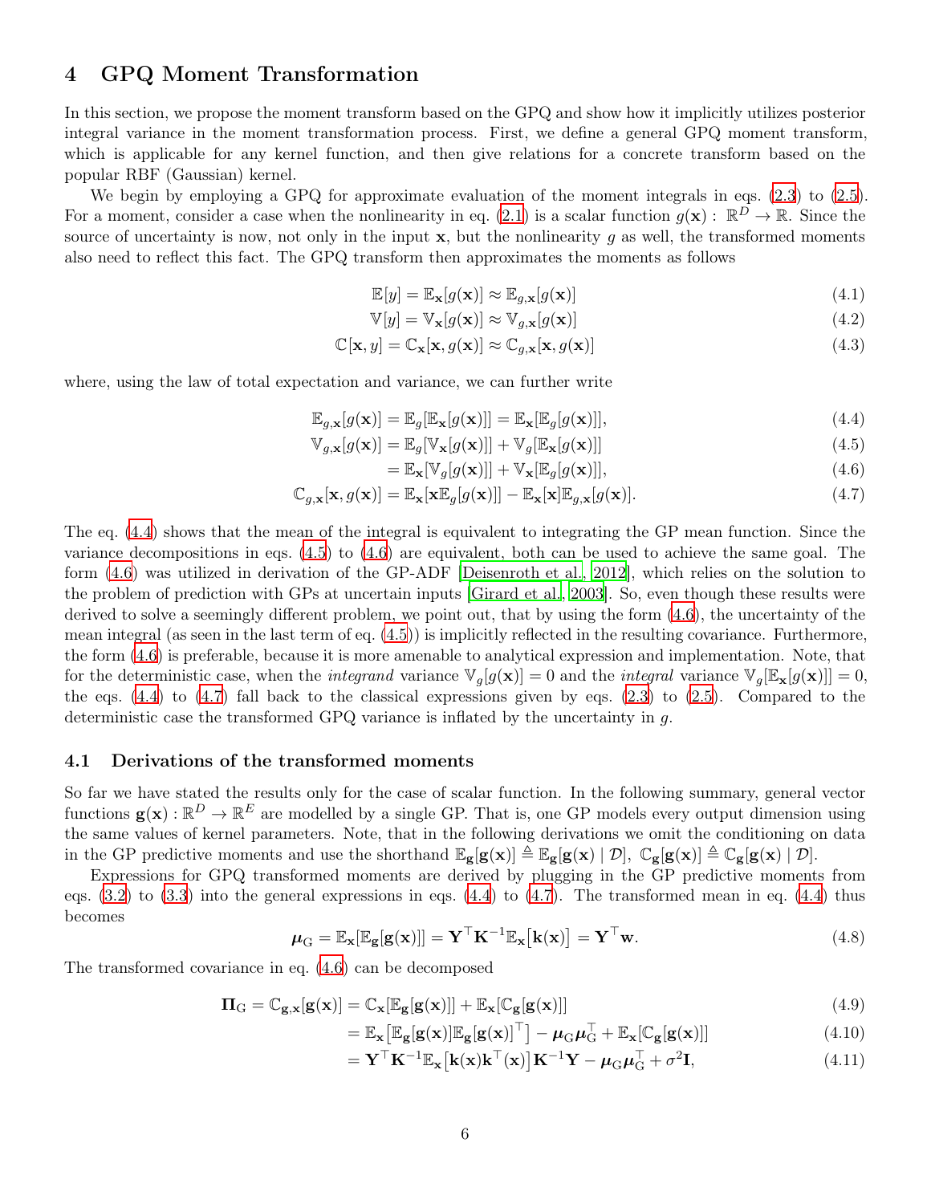# 4 GPQ Moment Transformation

In this section, we propose the moment transform based on the GPQ and show how it implicitly utilizes posterior integral variance in the moment transformation process. First, we define a general GPQ moment transform, which is applicable for any kernel function, and then give relations for a concrete transform based on the popular RBF (Gaussian) kernel.

We begin by employing a GPQ for approximate evaluation of the moment integrals in eqs. (2.3) to (2.5). For a moment, consider a case when the nonlinearity in eq. (2.1) is a scalar function $g(\mathbf{x}) : \mathbb{R}^D \to \mathbb{R}$. Since the source of uncertainty is now, not only in the input $\mathbf{x}$, but the nonlinearity $g$ as well, the transformed moments also need to reflect this fact. The GPQ transform then approximates the moments as follows

$$\mathbb{E}[y] = \mathbb{E}_{\mathbf{x}}[g(\mathbf{x})] \approx \mathbb{E}_{g,\mathbf{x}}[g(\mathbf{x})] \tag{4.1}$$

$$\mathbb{V}[y] = \mathbb{V}_{\mathbf{x}}[g(\mathbf{x})] \approx \mathbb{V}_{g,\mathbf{x}}[g(\mathbf{x})] \tag{4.2}$$

$$\mathbb{C}[\mathbf{x}, y] = \mathbb{C}_{\mathbf{x}}[\mathbf{x}, g(\mathbf{x})] \approx \mathbb{C}_{g,\mathbf{x}}[\mathbf{x}, g(\mathbf{x})] \tag{4.3}$$

where, using the law of total expectation and variance, we can further write

$$\mathbb{E}_{g,\mathbf{x}}[g(\mathbf{x})] = \mathbb{E}_{g}[\mathbb{E}_{\mathbf{x}}[g(\mathbf{x})]] = \mathbb{E}_{\mathbf{x}}[\mathbb{E}_{g}[g(\mathbf{x})]], \tag{4.4}$$

$$\mathbb{V}_{g,\mathbf{x}}[g(\mathbf{x})] = \mathbb{E}_{g}[\mathbb{V}_{\mathbf{x}}[g(\mathbf{x})]] + \mathbb{V}_{g}[\mathbb{E}_{\mathbf{x}}[g(\mathbf{x})]] \tag{4.5}$$

$$= \mathbb{E}_{\mathbf{x}}[\mathbb{V}_{g}[g(\mathbf{x})]] + \mathbb{V}_{\mathbf{x}}[\mathbb{E}_{g}[g(\mathbf{x})]], \tag{4.6}$$

$$\mathbb{C}_{g,\mathbf{x}}[\mathbf{x}, g(\mathbf{x})] = \mathbb{E}_{\mathbf{x}}[\mathbf{x}\mathbb{E}_{g}[g(\mathbf{x})]] - \mathbb{E}_{\mathbf{x}}[\mathbf{x}]\mathbb{E}_{g,\mathbf{x}}[g(\mathbf{x})]. \tag{4.7}$$

The eq. (4.4) shows that the mean of the integral is equivalent to integrating the GP mean function. Since the variance decompositions in eqs. (4.5) to (4.6) are equivalent, both can be used to achieve the same goal. The form (4.6) was utilized in derivation of the GP-ADF [Deisenroth et al., 2012], which relies on the solution to the problem of prediction with GPs at uncertain inputs [Girard et al., 2003]. So, even though these results were derived to solve a seemingly different problem, we point out, that by using the form (4.6), the uncertainty of the mean integral (as seen in the last term of eq. (4.5)) is implicitly reflected in the resulting covariance. Furthermore, the form (4.6) is preferable, because it is more amenable to analytical expression and implementation. Note, that for the deterministic case, when the *integrand* variance $\mathbb{V}_{g}[g(\mathbf{x})] = 0$ and the *integral* variance $\mathbb{V}_{g}[\mathbb{E}_{\mathbf{x}}[g(\mathbf{x})]] = 0$, the eqs. (4.4) to (4.7) fall back to the classical expressions given by eqs. (2.3) to (2.5). Compared to the deterministic case the transformed GPQ variance is inflated by the uncertainty in $g$.

## 4.1 Derivations of the transformed moments

So far we have stated the results only for the case of scalar function. In the following summary, general vector functions $\mathbf{g}(\mathbf{x}) : \mathbb{R}^D \to \mathbb{R}^E$ are modelled by a single GP. That is, one GP models every output dimension using the same values of kernel parameters. Note, that in the following derivations we omit the conditioning on data in the GP predictive moments and use the shorthand $\mathbb{E}_{\mathbf{g}}[\mathbf{g}(\mathbf{x})] \triangleq \mathbb{E}_{\mathbf{g}}[\mathbf{g}(\mathbf{x}) \mid \mathcal{D}]$, $\mathbb{C}_{\mathbf{g}}[\mathbf{g}(\mathbf{x})] \triangleq \mathbb{C}_{\mathbf{g}}[\mathbf{g}(\mathbf{x}) \mid \mathcal{D}]$.

Expressions for GPQ transformed moments are derived by plugging in the GP predictive moments from eqs. (3.2) to (3.3) into the general expressions in eqs. (4.4) to (4.7). The transformed mean in eq. (4.4) thus becomes

$$\boldsymbol{\mu}_{\mathrm{G}} = \mathbb{E}_{\mathbf{x}}[\mathbb{E}_{\mathbf{g}}[\mathbf{g}(\mathbf{x})]] = \mathbf{Y}^\top \mathbf{K}^{-1} \mathbb{E}_{\mathbf{x}}\big[\mathbf{k}(\mathbf{x})\big] = \mathbf{Y}^\top \mathbf{w}. \tag{4.8}$$

The transformed covariance in eq. (4.6) can be decomposed

$$\boldsymbol{\Pi}_{\mathrm{G}} = \mathbb{C}_{\mathbf{g},\mathbf{x}}[\mathbf{g}(\mathbf{x})] = \mathbb{C}_{\mathbf{x}}[\mathbb{E}_{\mathbf{g}}[\mathbf{g}(\mathbf{x})]] + \mathbb{E}_{\mathbf{x}}[\mathbb{C}_{\mathbf{g}}[\mathbf{g}(\mathbf{x})]] \tag{4.9}$$

$$= \mathbb{E}_{\mathbf{x}}\big[\mathbb{E}_{\mathbf{g}}[\mathbf{g}(\mathbf{x})]\mathbb{E}_{\mathbf{g}}[\mathbf{g}(\mathbf{x})]^\top\big] - \boldsymbol{\mu}_{\mathrm{G}}\boldsymbol{\mu}_{\mathrm{G}}^\top + \mathbb{E}_{\mathbf{x}}[\mathbb{C}_{\mathbf{g}}[\mathbf{g}(\mathbf{x})]] \tag{4.10}$$

$$= \mathbf{Y}^\top \mathbf{K}^{-1} \mathbb{E}_{\mathbf{x}}\big[\mathbf{k}(\mathbf{x})\mathbf{k}^\top(\mathbf{x})\big] \mathbf{K}^{-1} \mathbf{Y} - \boldsymbol{\mu}_{\mathrm{G}}\boldsymbol{\mu}_{\mathrm{G}}^\top + \sigma^2 \mathbf{I}, \tag{4.11}$$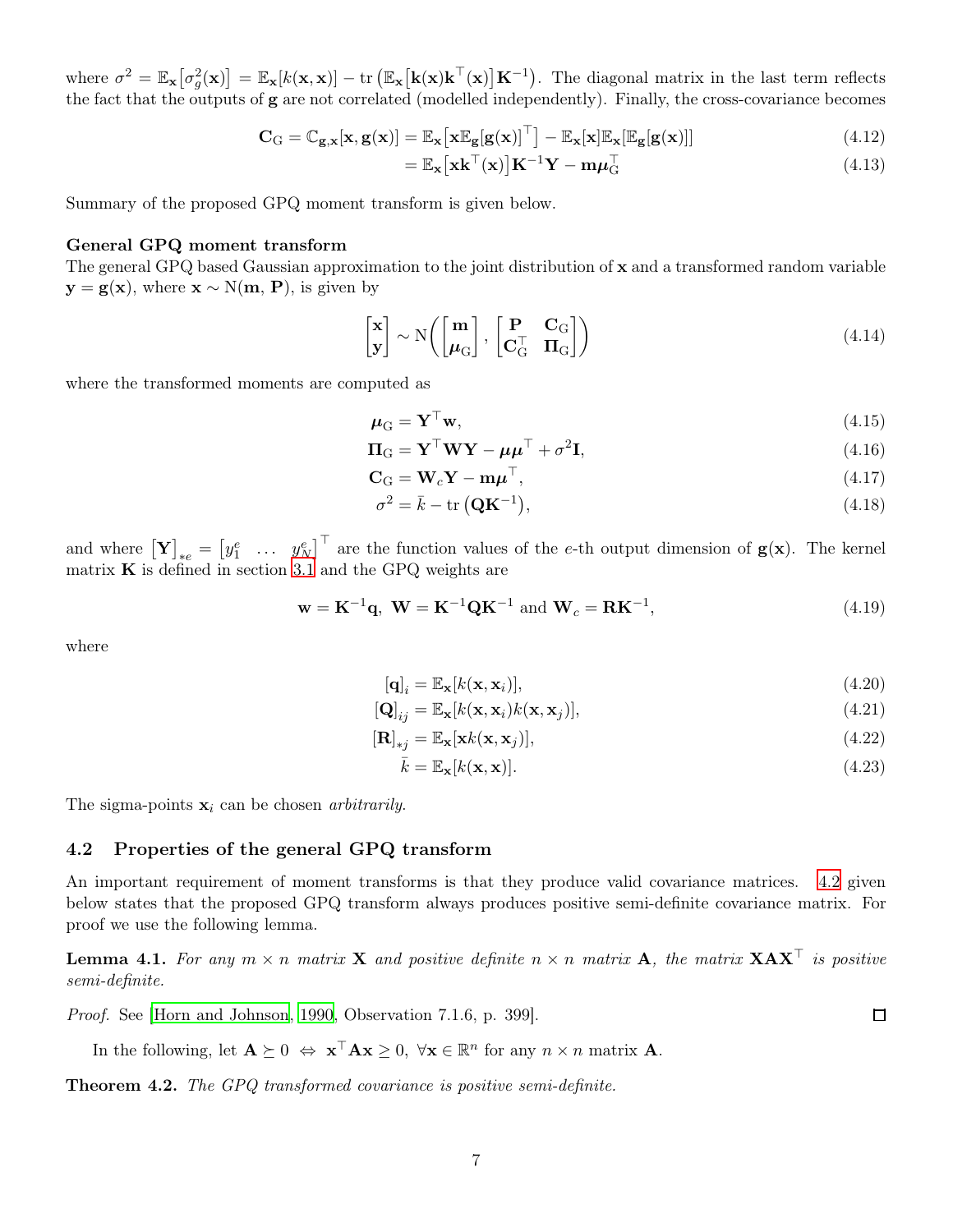where $\sigma^2 = \mathbb{E}_{\mathbf{x}}\big[\sigma_g^2(\mathbf{x})\big] = \mathbb{E}_{\mathbf{x}}[k(\mathbf{x}, \mathbf{x})] - \mathrm{tr}\left(\mathbb{E}_{\mathbf{x}}\big[\mathbf{k}(\mathbf{x})\mathbf{k}^\top(\mathbf{x})\big]\mathbf{K}^{-1}\right)$. The diagonal matrix in the last term reflects the fact that the outputs of $\mathbf{g}$ are not correlated (modelled independently). Finally, the cross-covariance becomes

$$\mathbf{C}_{\mathrm{G}} = \mathbb{C}_{\mathbf{g},\mathbf{x}}[\mathbf{x}, \mathbf{g}(\mathbf{x})] = \mathbb{E}_{\mathbf{x}}\big[\mathbf{x}\mathbb{E}_{\mathbf{g}}[\mathbf{g}(\mathbf{x})]^\top\big] - \mathbb{E}_{\mathbf{x}}[\mathbf{x}]\mathbb{E}_{\mathbf{x}}[\mathbb{E}_{\mathbf{g}}[\mathbf{g}(\mathbf{x})]] \tag{4.12}$$

$$= \mathbb{E}_{\mathbf{x}}\big[\mathbf{x}\mathbf{k}^\top(\mathbf{x})\big]\mathbf{K}^{-1}\mathbf{Y} - \mathbf{m}\boldsymbol{\mu}_{\mathrm{G}}^\top \tag{4.13}$$

Summary of the proposed GPQ moment transform is given below.

**General GPQ moment transform**
The general GPQ based Gaussian approximation to the joint distribution of $\mathbf{x}$ and a transformed random variable $\mathbf{y} = \mathbf{g}(\mathbf{x})$, where $\mathbf{x} \sim \mathrm{N}(\mathbf{m}, \mathbf{P})$, is given by

$$\begin{bmatrix}\mathbf{x} \\ \mathbf{y}\end{bmatrix} \sim \mathrm{N}\left(\begin{bmatrix}\mathbf{m} \\ \boldsymbol{\mu}_{\mathrm{G}}\end{bmatrix}, \begin{bmatrix}\mathbf{P} & \mathbf{C}_{\mathrm{G}} \\ \mathbf{C}_{\mathrm{G}}^\top & \boldsymbol{\Pi}_{\mathrm{G}}\end{bmatrix}\right) \tag{4.14}$$

where the transformed moments are computed as

$$\boldsymbol{\mu}_{\mathrm{G}} = \mathbf{Y}^\top\mathbf{w}, \tag{4.15}$$

$$\boldsymbol{\Pi}_{\mathrm{G}} = \mathbf{Y}^\top\mathbf{W}\mathbf{Y} - \boldsymbol{\mu}\boldsymbol{\mu}^\top + \sigma^2\mathbf{I}, \tag{4.16}$$

$$\mathbf{C}_{\mathrm{G}} = \mathbf{W}_c\mathbf{Y} - \mathbf{m}\boldsymbol{\mu}^\top, \tag{4.17}$$

$$\sigma^2 = \bar{k} - \mathrm{tr}\left(\mathbf{Q}\mathbf{K}^{-1}\right), \tag{4.18}$$

and where $\big[\mathbf{Y}\big]_{*e} = \begin{bmatrix}y_1^e & \dots & y_N^e\end{bmatrix}^\top$ are the function values of the $e$-th output dimension of $\mathbf{g}(\mathbf{x})$. The kernel matrix $\mathbf{K}$ is defined in section 3.1 and the GPQ weights are

$$\mathbf{w} = \mathbf{K}^{-1}\mathbf{q},\ \ \mathbf{W} = \mathbf{K}^{-1}\mathbf{Q}\mathbf{K}^{-1} \text{ and } \mathbf{W}_c = \mathbf{R}\mathbf{K}^{-1}, \tag{4.19}$$

where

$$[\mathbf{q}]_i = \mathbb{E}_{\mathbf{x}}[k(\mathbf{x}, \mathbf{x}_i)], \tag{4.20}$$

$$[\mathbf{Q}]_{ij} = \mathbb{E}_{\mathbf{x}}[k(\mathbf{x}, \mathbf{x}_i)k(\mathbf{x}, \mathbf{x}_j)], \tag{4.21}$$

$$[\mathbf{R}]_{*j} = \mathbb{E}_{\mathbf{x}}[\mathbf{x}k(\mathbf{x}, \mathbf{x}_j)], \tag{4.22}$$

$$\bar{k} = \mathbb{E}_{\mathbf{x}}[k(\mathbf{x}, \mathbf{x})]. \tag{4.23}$$

The sigma-points $\mathbf{x}_i$ can be chosen *arbitrarily*.

## 4.2 Properties of the general GPQ transform

An important requirement of moment transforms is that they produce valid covariance matrices. 4.2 given below states that the proposed GPQ transform always produces positive semi-definite covariance matrix. For proof we use the following lemma.

**Lemma 4.1.** *For any $m \times n$ matrix $\mathbf{X}$ and positive definite $n \times n$ matrix $\mathbf{A}$, the matrix $\mathbf{X}\mathbf{A}\mathbf{X}^\top$ is positive semi-definite.*

*Proof.* See [Horn and Johnson, 1990, Observation 7.1.6, p. 399]. □

In the following, let $\mathbf{A} \succeq 0 \ \Leftrightarrow\ \mathbf{x}^\top\mathbf{A}\mathbf{x} \geq 0,\ \forall \mathbf{x} \in \mathbb{R}^n$ for any $n \times n$ matrix $\mathbf{A}$.

**Theorem 4.2.** *The GPQ transformed covariance is positive semi-definite.*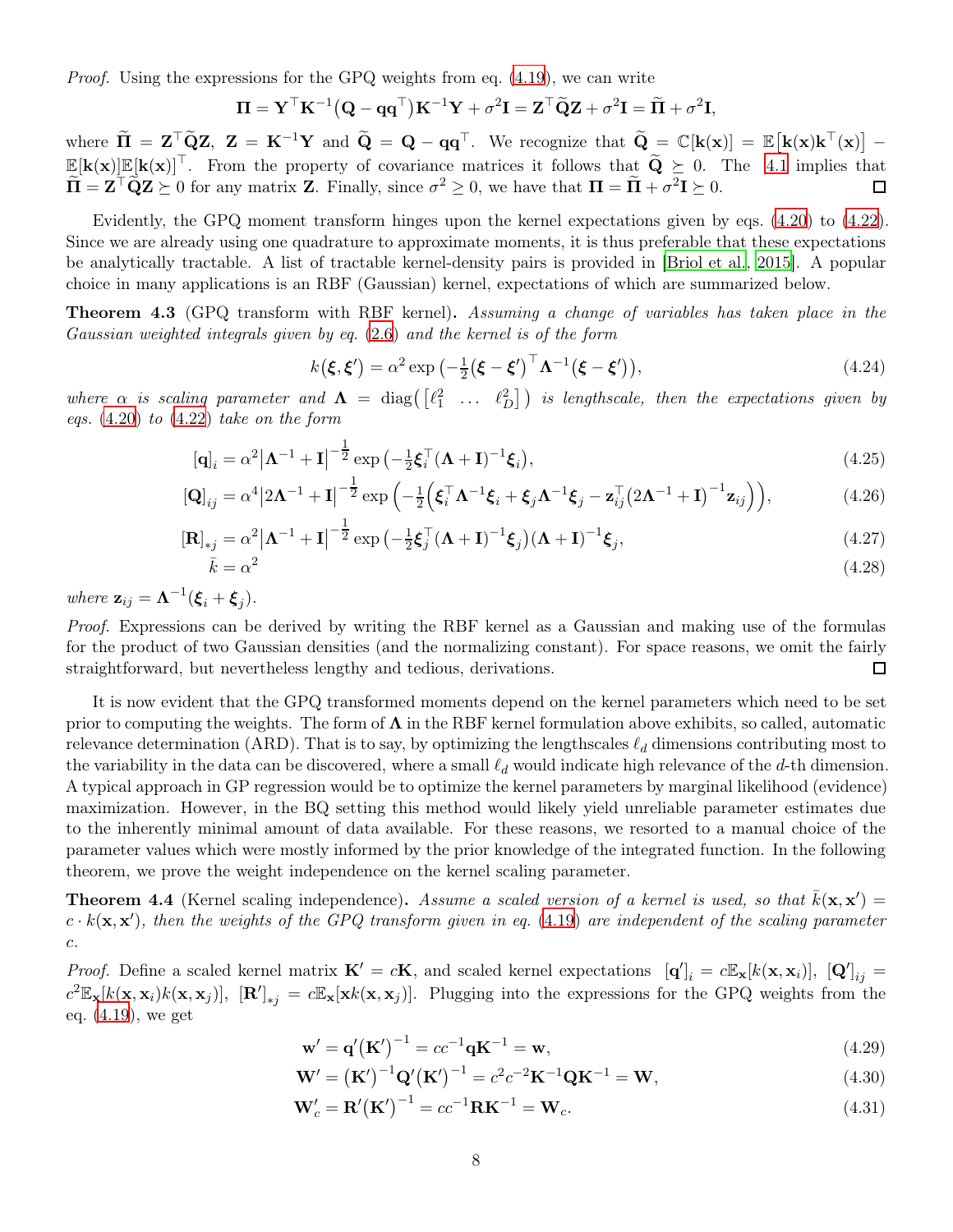*Proof.* Using the expressions for the GPQ weights from eq. (4.19), we can write

$$\mathbf{\Pi} = \mathbf{Y}^\top \mathbf{K}^{-1}\big(\mathbf{Q} - \mathbf{q}\mathbf{q}^\top\big)\mathbf{K}^{-1}\mathbf{Y} + \sigma^2\mathbf{I} = \mathbf{Z}^\top \widetilde{\mathbf{Q}}\mathbf{Z} + \sigma^2\mathbf{I} = \widetilde{\mathbf{\Pi}} + \sigma^2\mathbf{I},$$

where $\widetilde{\mathbf{\Pi}} = \mathbf{Z}^\top\widetilde{\mathbf{Q}}\mathbf{Z}$, $\mathbf{Z} = \mathbf{K}^{-1}\mathbf{Y}$ and $\widetilde{\mathbf{Q}} = \mathbf{Q} - \mathbf{q}\mathbf{q}^\top$. We recognize that $\widetilde{\mathbf{Q}} = \mathbb{C}[\mathbf{k}(\mathbf{x})] = \mathbb{E}\big[\mathbf{k}(\mathbf{x})\mathbf{k}^\top(\mathbf{x})\big] - \mathbb{E}[\mathbf{k}(\mathbf{x})]\mathbb{E}[\mathbf{k}(\mathbf{x})]^\top$. From the property of covariance matrices it follows that $\widetilde{\mathbf{Q}} \succeq 0$. The 4.1 implies that $\widetilde{\mathbf{\Pi}} = \mathbf{Z}^\top\widetilde{\mathbf{Q}}\mathbf{Z} \succeq 0$ for any matrix $\mathbf{Z}$. Finally, since $\sigma^2 \geq 0$, we have that $\mathbf{\Pi} = \widetilde{\mathbf{\Pi}} + \sigma^2\mathbf{I} \succeq 0$. □

Evidently, the GPQ moment transform hinges upon the kernel expectations given by eqs. (4.20) to (4.22). Since we are already using one quadrature to approximate moments, it is thus preferable that these expectations be analytically tractable. A list of tractable kernel-density pairs is provided in [Briol et al., 2015]. A popular choice in many applications is an RBF (Gaussian) kernel, expectations of which are summarized below.

**Theorem 4.3** (GPQ transform with RBF kernel)**.** *Assuming a change of variables has taken place in the Gaussian weighted integrals given by eq. (2.6) and the kernel is of the form*

$$k(\boldsymbol{\xi}, \boldsymbol{\xi}') = \alpha^2 \exp\big(-\tfrac{1}{2}(\boldsymbol{\xi} - \boldsymbol{\xi}')^\top \mathbf{\Lambda}^{-1}(\boldsymbol{\xi} - \boldsymbol{\xi}')\big), \tag{4.24}$$

*where $\alpha$ is scaling parameter and $\mathbf{\Lambda} = \operatorname{diag}\big(\begin{bmatrix}\ell_1^2 & \dots & \ell_D^2\end{bmatrix}\big)$ is lengthscale, then the expectations given by eqs. (4.20) to (4.22) take on the form*

$$[\mathbf{q}]_i = \alpha^2\big|\mathbf{\Lambda}^{-1} + \mathbf{I}\big|^{-\frac{1}{2}} \exp\big(-\tfrac{1}{2}\boldsymbol{\xi}_i^\top(\mathbf{\Lambda} + \mathbf{I})^{-1}\boldsymbol{\xi}_i\big), \tag{4.25}$$

$$[\mathbf{Q}]_{ij} = \alpha^4\big|2\mathbf{\Lambda}^{-1} + \mathbf{I}\big|^{-\frac{1}{2}} \exp\Big(-\tfrac{1}{2}\Big(\boldsymbol{\xi}_i^\top\mathbf{\Lambda}^{-1}\boldsymbol{\xi}_i + \boldsymbol{\xi}_j\mathbf{\Lambda}^{-1}\boldsymbol{\xi}_j - \mathbf{z}_{ij}^\top\big(2\mathbf{\Lambda}^{-1} + \mathbf{I}\big)^{-1}\mathbf{z}_{ij}\Big)\Big), \tag{4.26}$$

$$[\mathbf{R}]_{*j} = \alpha^2\big|\mathbf{\Lambda}^{-1} + \mathbf{I}\big|^{-\frac{1}{2}} \exp\big(-\tfrac{1}{2}\boldsymbol{\xi}_j^\top(\mathbf{\Lambda} + \mathbf{I})^{-1}\boldsymbol{\xi}_j\big)(\mathbf{\Lambda} + \mathbf{I})^{-1}\boldsymbol{\xi}_j, \tag{4.27}$$

$$\bar{k} = \alpha^2 \tag{4.28}$$

*where $\mathbf{z}_{ij} = \mathbf{\Lambda}^{-1}(\boldsymbol{\xi}_i + \boldsymbol{\xi}_j)$.*

*Proof.* Expressions can be derived by writing the RBF kernel as a Gaussian and making use of the formulas for the product of two Gaussian densities (and the normalizing constant). For space reasons, we omit the fairly straightforward, but nevertheless lengthy and tedious, derivations. □

It is now evident that the GPQ transformed moments depend on the kernel parameters which need to be set prior to computing the weights. The form of $\mathbf{\Lambda}$ in the RBF kernel formulation above exhibits, so called, automatic relevance determination (ARD). That is to say, by optimizing the lengthscales $\ell_d$ dimensions contributing most to the variability in the data can be discovered, where a small $\ell_d$ would indicate high relevance of the $d$-th dimension. A typical approach in GP regression would be to optimize the kernel parameters by marginal likelihood (evidence) maximization. However, in the BQ setting this method would likely yield unreliable parameter estimates due to the inherently minimal amount of data available. For these reasons, we resorted to a manual choice of the parameter values which were mostly informed by the prior knowledge of the integrated function. In the following theorem, we prove the weight independence on the kernel scaling parameter.

**Theorem 4.4** (Kernel scaling independence)**.** *Assume a scaled version of a kernel is used, so that $\bar{k}(\mathbf{x}, \mathbf{x}') = c \cdot k(\mathbf{x}, \mathbf{x}')$, then the weights of the GPQ transform given in eq. (4.19) are independent of the scaling parameter $c$.*

*Proof.* Define a scaled kernel matrix $\mathbf{K}' = c\mathbf{K}$, and scaled kernel expectations $[\mathbf{q}']_i = c\mathbb{E}_{\mathbf{x}}[k(\mathbf{x}, \mathbf{x}_i)]$, $[\mathbf{Q}']_{ij} = c^2\mathbb{E}_{\mathbf{x}}[k(\mathbf{x}, \mathbf{x}_i)k(\mathbf{x}, \mathbf{x}_j)]$, $[\mathbf{R}']_{*j} = c\mathbb{E}_{\mathbf{x}}[\mathbf{x}k(\mathbf{x}, \mathbf{x}_j)]$. Plugging into the expressions for the GPQ weights from the eq. (4.19), we get

$$\mathbf{w}' = \mathbf{q}'\big(\mathbf{K}'\big)^{-1} = cc^{-1}\mathbf{q}\mathbf{K}^{-1} = \mathbf{w}, \tag{4.29}$$

$$\mathbf{W}' = \big(\mathbf{K}'\big)^{-1}\mathbf{Q}'\big(\mathbf{K}'\big)^{-1} = c^2c^{-2}\mathbf{K}^{-1}\mathbf{Q}\mathbf{K}^{-1} = \mathbf{W}, \tag{4.30}$$

$$\mathbf{W}_c' = \mathbf{R}'\big(\mathbf{K}'\big)^{-1} = cc^{-1}\mathbf{R}\mathbf{K}^{-1} = \mathbf{W}_c. \tag{4.31}$$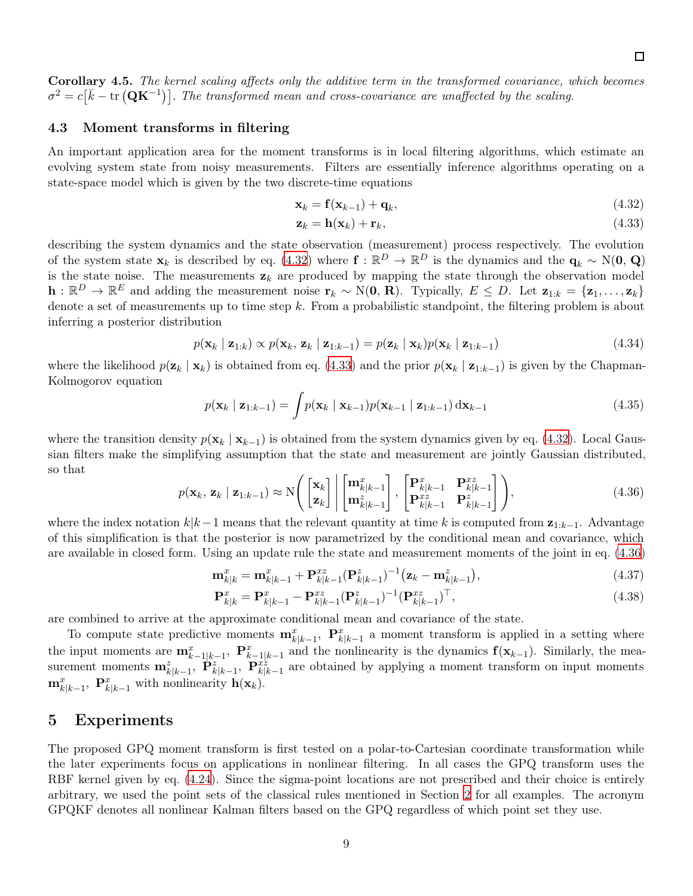□

**Corollary 4.5.** *The kernel scaling affects only the additive term in the transformed covariance, which becomes $\sigma^2 = c\big[\bar{k} - \operatorname{tr}\left(\mathbf{Q}\mathbf{K}^{-1}\right)\big]$. The transformed mean and cross-covariance are unaffected by the scaling.*

### 4.3 Moment transforms in filtering

An important application area for the moment transforms is in local filtering algorithms, which estimate an evolving system state from noisy measurements. Filters are essentially inference algorithms operating on a state-space model which is given by the two discrete-time equations

$$\mathbf{x}_k = \mathbf{f}(\mathbf{x}_{k-1}) + \mathbf{q}_k, \tag{4.32}$$

$$\mathbf{z}_k = \mathbf{h}(\mathbf{x}_k) + \mathbf{r}_k, \tag{4.33}$$

describing the system dynamics and the state observation (measurement) process respectively. The evolution of the system state $\mathbf{x}_k$ is described by eq. (4.32) where $\mathbf{f} : \mathbb{R}^D \to \mathbb{R}^D$ is the dynamics and the $\mathbf{q}_k \sim \mathrm{N}(\mathbf{0}, \mathbf{Q})$ is the state noise. The measurements $\mathbf{z}_k$ are produced by mapping the state through the observation model $\mathbf{h} : \mathbb{R}^D \to \mathbb{R}^E$ and adding the measurement noise $\mathbf{r}_k \sim \mathrm{N}(\mathbf{0}, \mathbf{R})$. Typically, $E \leq D$. Let $\mathbf{z}_{1:k} = \{\mathbf{z}_1, \ldots, \mathbf{z}_k\}$ denote a set of measurements up to time step $k$. From a probabilistic standpoint, the filtering problem is about inferring a posterior distribution

$$p(\mathbf{x}_k \mid \mathbf{z}_{1:k}) \propto p(\mathbf{x}_k, \mathbf{z}_k \mid \mathbf{z}_{1:k-1}) = p(\mathbf{z}_k \mid \mathbf{x}_k) p(\mathbf{x}_k \mid \mathbf{z}_{1:k-1}) \tag{4.34}$$

where the likelihood $p(\mathbf{z}_k \mid \mathbf{x}_k)$ is obtained from eq. (4.33) and the prior $p(\mathbf{x}_k \mid \mathbf{z}_{1:k-1})$ is given by the Chapman-Kolmogorov equation

$$p(\mathbf{x}_k \mid \mathbf{z}_{1:k-1}) = \int p(\mathbf{x}_k \mid \mathbf{x}_{k-1}) p(\mathbf{x}_{k-1} \mid \mathbf{z}_{1:k-1}) \, \mathrm{d}\mathbf{x}_{k-1} \tag{4.35}$$

where the transition density $p(\mathbf{x}_k \mid \mathbf{x}_{k-1})$ is obtained from the system dynamics given by eq. (4.32). Local Gaussian filters make the simplifying assumption that the state and measurement are jointly Gaussian distributed, so that

$$p(\mathbf{x}_k, \mathbf{z}_k \mid \mathbf{z}_{1:k-1}) \approx \mathrm{N}\left( \begin{bmatrix} \mathbf{x}_k \\ \mathbf{z}_k \end{bmatrix} \,\middle|\, \begin{bmatrix} \mathbf{m}^x_{k|k-1} \\ \mathbf{m}^z_{k|k-1} \end{bmatrix}, \begin{bmatrix} \mathbf{P}^x_{k|k-1} & \mathbf{P}^{xz}_{k|k-1} \\ \mathbf{P}^{xz}_{k|k-1} & \mathbf{P}^z_{k|k-1} \end{bmatrix} \right), \tag{4.36}$$

where the index notation $k|k-1$ means that the relevant quantity at time $k$ is computed from $\mathbf{z}_{1:k-1}$. Advantage of this simplification is that the posterior is now parametrized by the conditional mean and covariance, which are available in closed form. Using an update rule the state and measurement moments of the joint in eq. (4.36)

$$\mathbf{m}^x_{k|k} = \mathbf{m}^x_{k|k-1} + \mathbf{P}^{xz}_{k|k-1} (\mathbf{P}^z_{k|k-1})^{-1} (\mathbf{z}_k - \mathbf{m}^z_{k|k-1}), \tag{4.37}$$

$$\mathbf{P}^x_{k|k} = \mathbf{P}^x_{k|k-1} - \mathbf{P}^{xz}_{k|k-1} (\mathbf{P}^z_{k|k-1})^{-1} (\mathbf{P}^{xz}_{k|k-1})^\top, \tag{4.38}$$

are combined to arrive at the approximate conditional mean and covariance of the state.

To compute state predictive moments $\mathbf{m}^x_{k|k-1}$, $\mathbf{P}^x_{k|k-1}$ a moment transform is applied in a setting where the input moments are $\mathbf{m}^x_{k-1|k-1}$, $\mathbf{P}^x_{k-1|k-1}$ and the nonlinearity is the dynamics $\mathbf{f}(\mathbf{x}_{k-1})$. Similarly, the measurement moments $\mathbf{m}^z_{k|k-1}$, $\mathbf{P}^z_{k|k-1}$, $\mathbf{P}^{xz}_{k|k-1}$ are obtained by applying a moment transform on input moments $\mathbf{m}^x_{k|k-1}$, $\mathbf{P}^x_{k|k-1}$ with nonlinearity $\mathbf{h}(\mathbf{x}_k)$.

## 5 Experiments

The proposed GPQ moment transform is first tested on a polar-to-Cartesian coordinate transformation while the later experiments focus on applications in nonlinear filtering. In all cases the GPQ transform uses the RBF kernel given by eq. (4.24). Since the sigma-point locations are not prescribed and their choice is entirely arbitrary, we used the point sets of the classical rules mentioned in Section 2 for all examples. The acronym GPQKF denotes all nonlinear Kalman filters based on the GPQ regardless of which point set they use.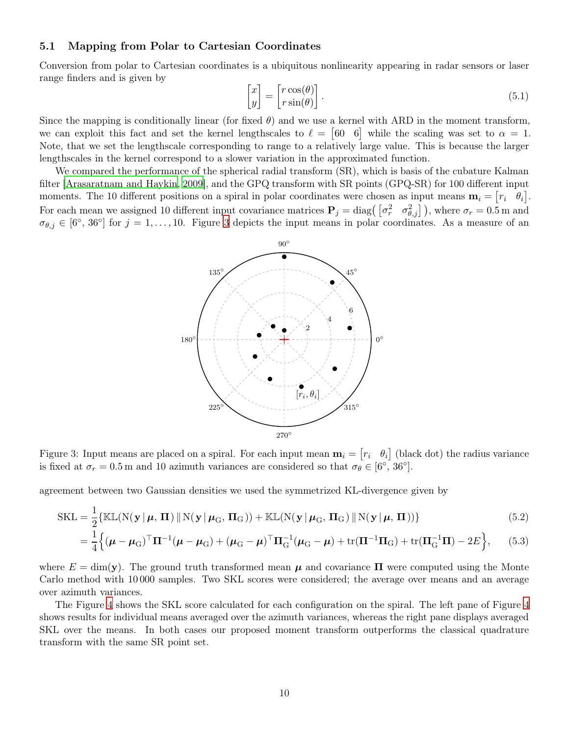### 5.1 Mapping from Polar to Cartesian Coordinates

Conversion from polar to Cartesian coordinates is a ubiquitous nonlinearity appearing in radar sensors or laser range finders and is given by

$$\begin{bmatrix} x \\ y \end{bmatrix} = \begin{bmatrix} r\cos(\theta) \\ r\sin(\theta) \end{bmatrix}. \tag{5.1}$$

Since the mapping is conditionally linear (for fixed $\theta$) and we use a kernel with ARD in the moment transform, we can exploit this fact and set the kernel lengthscales to $\ell = \begin{bmatrix} 60 & 6 \end{bmatrix}$ while the scaling was set to $\alpha = 1$. Note, that we set the lengthscale corresponding to range to a relatively large value. This is because the larger lengthscales in the kernel correspond to a slower variation in the approximated function.

We compared the performance of the spherical radial transform (SR), which is basis of the cubature Kalman filter [Arasaratnam and Haykin, 2009], and the GPQ transform with SR points (GPQ-SR) for 100 different input moments. The 10 different positions on a spiral in polar coordinates were chosen as input means $\mathbf{m}_i = \begin{bmatrix} r_i & \theta_i \end{bmatrix}$. For each mean we assigned 10 different input covariance matrices $\mathbf{P}_j = \mathrm{diag}\big(\begin{bmatrix} \sigma_r^2 & \sigma_{\theta,j}^2 \end{bmatrix}\big)$, where $\sigma_r = 0.5\,\mathrm{m}$ and $\sigma_{\theta,j} \in [6°, 36°]$ for $j = 1, \dots, 10$. Figure 3 depicts the input means in polar coordinates. As a measure of an agreement between two Gaussian densities we used the symmetrized KL-divergence given by

Figure 3: Input means are placed on a spiral. For each input mean $\mathbf{m}_i = \begin{bmatrix} r_i & \theta_i \end{bmatrix}$ (black dot) the radius variance is fixed at $\sigma_r = 0.5\,\mathrm{m}$ and 10 azimuth variances are considered so that $\sigma_\theta \in [6°, 36°]$.

$$\mathrm{SKL} = \frac{1}{2}\{\mathbb{KL}(\mathrm{N}(\mathbf{y}\,|\,\boldsymbol{\mu}, \boldsymbol{\Pi}) \,\|\, \mathrm{N}(\mathbf{y}\,|\,\boldsymbol{\mu}_{\mathrm{G}}, \boldsymbol{\Pi}_{\mathrm{G}})) + \mathbb{KL}(\mathrm{N}(\mathbf{y}\,|\,\boldsymbol{\mu}_{\mathrm{G}}, \boldsymbol{\Pi}_{\mathrm{G}}) \,\|\, \mathrm{N}(\mathbf{y}\,|\,\boldsymbol{\mu}, \boldsymbol{\Pi}))\} \tag{5.2}$$

$$= \frac{1}{4}\Big\{(\boldsymbol{\mu} - \boldsymbol{\mu}_{\mathrm{G}})^\top \boldsymbol{\Pi}^{-1}(\boldsymbol{\mu} - \boldsymbol{\mu}_{\mathrm{G}}) + (\boldsymbol{\mu}_{\mathrm{G}} - \boldsymbol{\mu})^\top \boldsymbol{\Pi}_{\mathrm{G}}^{-1}(\boldsymbol{\mu}_{\mathrm{G}} - \boldsymbol{\mu}) + \mathrm{tr}(\boldsymbol{\Pi}^{-1}\boldsymbol{\Pi}_{\mathrm{G}}) + \mathrm{tr}(\boldsymbol{\Pi}_{\mathrm{G}}^{-1}\boldsymbol{\Pi}) - 2E\Big\}, \tag{5.3}$$

where $E = \dim(\mathbf{y})$. The ground truth transformed mean $\boldsymbol{\mu}$ and covariance $\boldsymbol{\Pi}$ were computed using the Monte Carlo method with 10 000 samples. Two SKL scores were considered; the average over means and an average over azimuth variances.

The Figure 4 shows the SKL score calculated for each configuration on the spiral. The left pane of Figure 4 shows results for individual means averaged over the azimuth variances, whereas the right pane displays averaged SKL over the means. In both cases our proposed moment transform outperforms the classical quadrature transform with the same SR point set.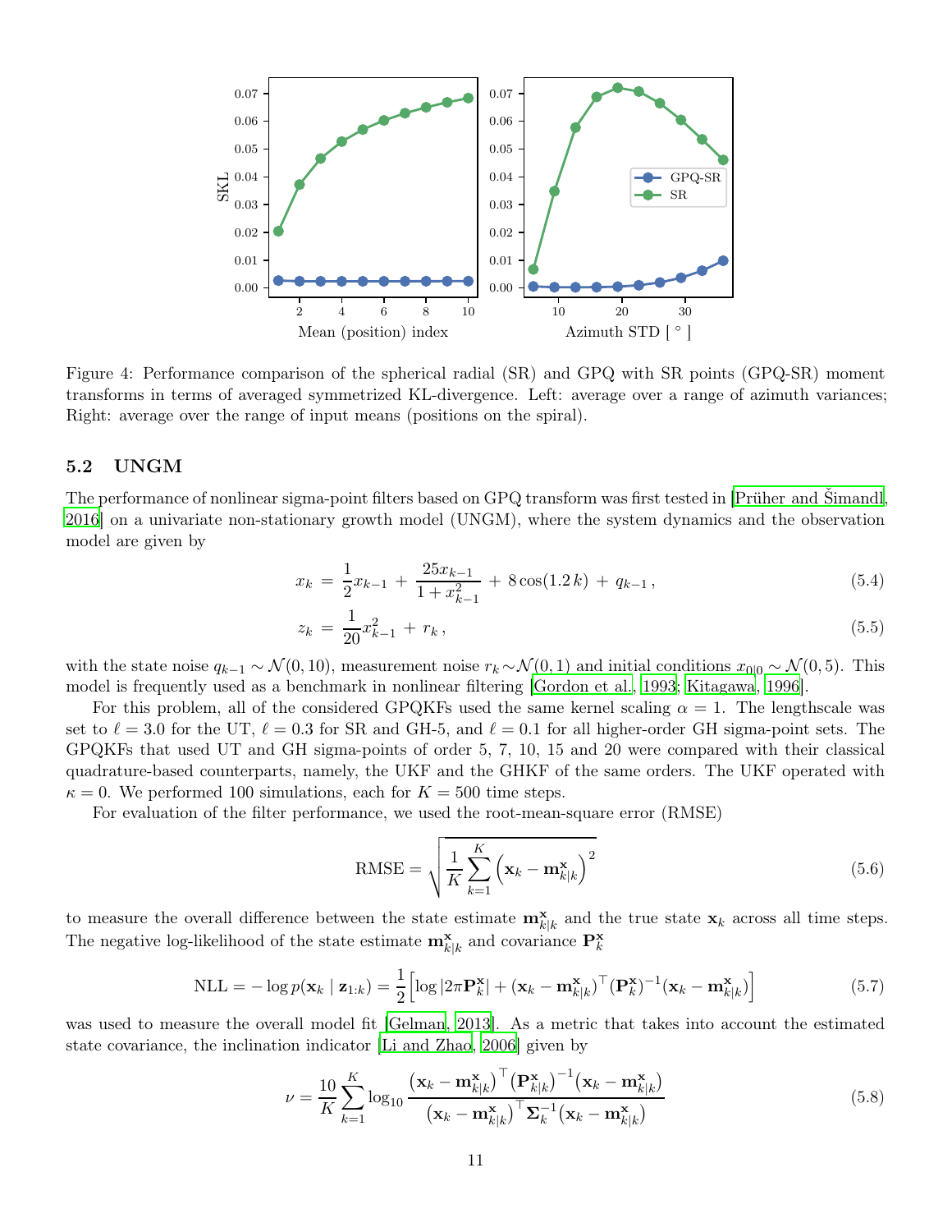Figure 4: Performance comparison of the spherical radial (SR) and GPQ with SR points (GPQ-SR) moment transforms in terms of averaged symmetrized KL-divergence. Left: average over a range of azimuth variances; Right: average over the range of input means (positions on the spiral).

### 5.2 UNGM

The performance of nonlinear sigma-point filters based on GPQ transform was first tested in [Prüher and Šimandl, 2016] on a univariate non-stationary growth model (UNGM), where the system dynamics and the observation model are given by

$$x_k = \frac{1}{2}x_{k-1} + \frac{25x_{k-1}}{1+x_{k-1}^2} + 8\cos(1.2\,k) + q_{k-1}\,, \tag{5.4}$$

$$z_k = \frac{1}{20}x_{k-1}^2 + r_k\,, \tag{5.5}$$

with the state noise $q_{k-1} \sim \mathcal{N}(0, 10)$, measurement noise $r_k \sim \mathcal{N}(0, 1)$ and initial conditions $x_{0|0} \sim \mathcal{N}(0, 5)$. This model is frequently used as a benchmark in nonlinear filtering [Gordon et al., 1993; Kitagawa, 1996].

For this problem, all of the considered GPQKFs used the same kernel scaling $\alpha = 1$. The lengthscale was set to $\ell = 3.0$ for the UT, $\ell = 0.3$ for SR and GH-5, and $\ell = 0.1$ for all higher-order GH sigma-point sets. The GPQKFs that used UT and GH sigma-points of order 5, 7, 10, 15 and 20 were compared with their classical quadrature-based counterparts, namely, the UKF and the GHKF of the same orders. The UKF operated with $\kappa = 0$. We performed 100 simulations, each for $K = 500$ time steps.

For evaluation of the filter performance, we used the root-mean-square error (RMSE)

$$\text{RMSE} = \sqrt{\frac{1}{K}\sum_{k=1}^{K}\left(\mathbf{x}_k - \mathbf{m}^{\mathbf{x}}_{k|k}\right)^2} \tag{5.6}$$

to measure the overall difference between the state estimate $\mathbf{m}^{\mathbf{x}}_{k|k}$ and the true state $\mathbf{x}_k$ across all time steps. The negative log-likelihood of the state estimate $\mathbf{m}^{\mathbf{x}}_{k|k}$ and covariance $\mathbf{P}^{\mathbf{x}}_k$

$$\text{NLL} = -\log p(\mathbf{x}_k \mid \mathbf{z}_{1:k}) = \frac{1}{2}\left[\log|2\pi\mathbf{P}^{\mathbf{x}}_k| + (\mathbf{x}_k - \mathbf{m}^{\mathbf{x}}_{k|k})^\top(\mathbf{P}^{\mathbf{x}}_k)^{-1}(\mathbf{x}_k - \mathbf{m}^{\mathbf{x}}_{k|k})\right] \tag{5.7}$$

was used to measure the overall model fit [Gelman, 2013]. As a metric that takes into account the estimated state covariance, the inclination indicator [Li and Zhao, 2006] given by

$$\nu = \frac{10}{K}\sum_{k=1}^{K}\log_{10}\frac{\left(\mathbf{x}_k - \mathbf{m}^{\mathbf{x}}_{k|k}\right)^\top\left(\mathbf{P}^{\mathbf{x}}_{k|k}\right)^{-1}\left(\mathbf{x}_k - \mathbf{m}^{\mathbf{x}}_{k|k}\right)}{\left(\mathbf{x}_k - \mathbf{m}^{\mathbf{x}}_{k|k}\right)^\top\boldsymbol{\Sigma}_k^{-1}\left(\mathbf{x}_k - \mathbf{m}^{\mathbf{x}}_{k|k}\right)} \tag{5.8}$$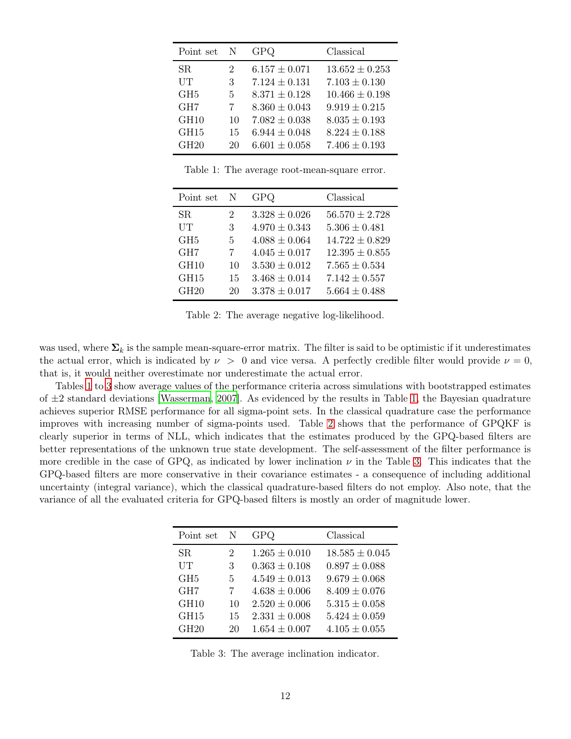| Point set | N | GPQ | Classical |
|---|---|---|---|
| SR | 2 | $6.157 \pm 0.071$ | $13.652 \pm 0.253$ |
| UT | 3 | $7.124 \pm 0.131$ | $7.103 \pm 0.130$ |
| GH5 | 5 | $8.371 \pm 0.128$ | $10.466 \pm 0.198$ |
| GH7 | 7 | $8.360 \pm 0.043$ | $9.919 \pm 0.215$ |
| GH10 | 10 | $7.082 \pm 0.038$ | $8.035 \pm 0.193$ |
| GH15 | 15 | $6.944 \pm 0.048$ | $8.224 \pm 0.188$ |
| GH20 | 20 | $6.601 \pm 0.058$ | $7.406 \pm 0.193$ |

Table 1: The average root-mean-square error.

| Point set | N | GPQ | Classical |
|---|---|---|---|
| SR | 2 | $3.328 \pm 0.026$ | $56.570 \pm 2.728$ |
| UT | 3 | $4.970 \pm 0.343$ | $5.306 \pm 0.481$ |
| GH5 | 5 | $4.088 \pm 0.064$ | $14.722 \pm 0.829$ |
| GH7 | 7 | $4.045 \pm 0.017$ | $12.395 \pm 0.855$ |
| GH10 | 10 | $3.530 \pm 0.012$ | $7.565 \pm 0.534$ |
| GH15 | 15 | $3.468 \pm 0.014$ | $7.142 \pm 0.557$ |
| GH20 | 20 | $3.378 \pm 0.017$ | $5.664 \pm 0.488$ |

Table 2: The average negative log-likelihood.

was used, where $\mathbf{\Sigma}_k$ is the sample mean-square-error matrix. The filter is said to be optimistic if it underestimates the actual error, which is indicated by $\nu > 0$ and vice versa. A perfectly credible filter would provide $\nu = 0$, that is, it would neither overestimate nor underestimate the actual error.

Tables 1 to 3 show average values of the performance criteria across simulations with bootstrapped estimates of $\pm 2$ standard deviations [Wasserman, 2007]. As evidenced by the results in Table 1, the Bayesian quadrature achieves superior RMSE performance for all sigma-point sets. In the classical quadrature case the performance improves with increasing number of sigma-points used. Table 2 shows that the performance of GPQKF is clearly superior in terms of NLL, which indicates that the estimates produced by the GPQ-based filters are better representations of the unknown true state development. The self-assessment of the filter performance is more credible in the case of GPQ, as indicated by lower inclination $\nu$ in the Table 3. This indicates that the GPQ-based filters are more conservative in their covariance estimates - a consequence of including additional uncertainty (integral variance), which the classical quadrature-based filters do not employ. Also note, that the variance of all the evaluated criteria for GPQ-based filters is mostly an order of magnitude lower.

| Point set | N | GPQ | Classical |
|---|---|---|---|
| SR | 2 | $1.265 \pm 0.010$ | $18.585 \pm 0.045$ |
| UT | 3 | $0.363 \pm 0.108$ | $0.897 \pm 0.088$ |
| GH5 | 5 | $4.549 \pm 0.013$ | $9.679 \pm 0.068$ |
| GH7 | 7 | $4.638 \pm 0.006$ | $8.409 \pm 0.076$ |
| GH10 | 10 | $2.520 \pm 0.006$ | $5.315 \pm 0.058$ |
| GH15 | 15 | $2.331 \pm 0.008$ | $5.424 \pm 0.059$ |
| GH20 | 20 | $1.654 \pm 0.007$ | $4.105 \pm 0.055$ |

Table 3: The average inclination indicator.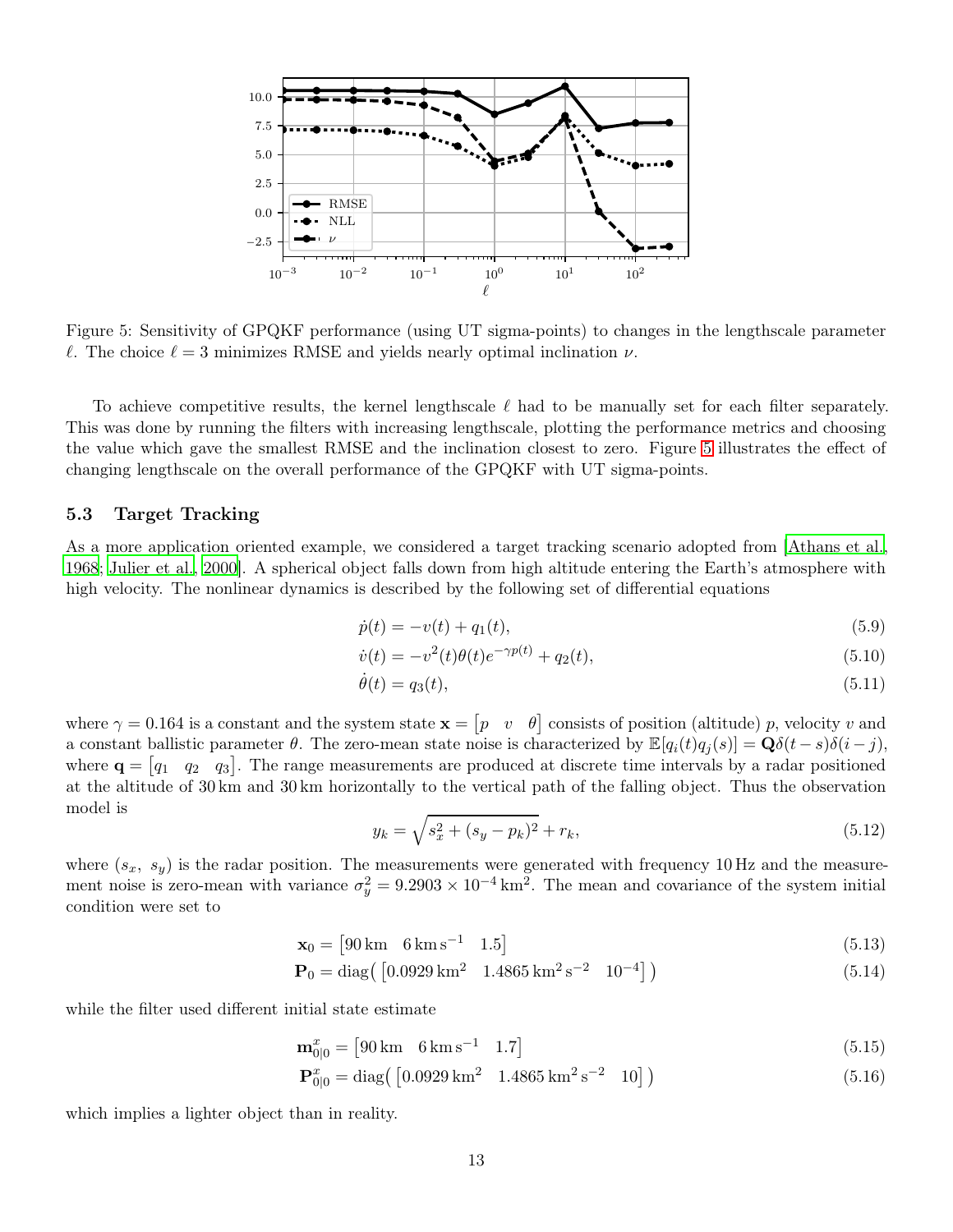Figure 5: Sensitivity of GPQKF performance (using UT sigma-points) to changes in the lengthscale parameter $\ell$. The choice $\ell = 3$ minimizes RMSE and yields nearly optimal inclination $\nu$.

To achieve competitive results, the kernel lengthscale $\ell$ had to be manually set for each filter separately. This was done by running the filters with increasing lengthscale, plotting the performance metrics and choosing the value which gave the smallest RMSE and the inclination closest to zero. Figure 5 illustrates the effect of changing lengthscale on the overall performance of the GPQKF with UT sigma-points.

### 5.3 Target Tracking

As a more application oriented example, we considered a target tracking scenario adopted from [Athans et al., 1968; Julier et al., 2000]. A spherical object falls down from high altitude entering the Earth's atmosphere with high velocity. The nonlinear dynamics is described by the following set of differential equations

$$\dot{p}(t) = -v(t) + q_1(t), \tag{5.9}$$

$$\dot{v}(t) = -v^2(t)\theta(t)e^{-\gamma p(t)} + q_2(t), \tag{5.10}$$

$$\dot{\theta}(t) = q_3(t), \tag{5.11}$$

where $\gamma = 0.164$ is a constant and the system state $\mathbf{x} = \begin{bmatrix} p & v & \theta \end{bmatrix}$ consists of position (altitude) $p$, velocity $v$ and a constant ballistic parameter $\theta$. The zero-mean state noise is characterized by $\mathbb{E}[q_i(t)q_j(s)] = \mathbf{Q}\delta(t-s)\delta(i-j)$, where $\mathbf{q} = \begin{bmatrix} q_1 & q_2 & q_3 \end{bmatrix}$. The range measurements are produced at discrete time intervals by a radar positioned at the altitude of 30 km and 30 km horizontally to the vertical path of the falling object. Thus the observation model is

$$y_k = \sqrt{s_x^2 + (s_y - p_k)^2} + r_k, \tag{5.12}$$

where $(s_x,\ s_y)$ is the radar position. The measurements were generated with frequency 10 Hz and the measurement noise is zero-mean with variance $\sigma_y^2 = 9.2903 \times 10^{-4}\,\mathrm{km}^2$. The mean and covariance of the system initial condition were set to

$$\mathbf{x}_0 = \begin{bmatrix} 90\,\mathrm{km} & 6\,\mathrm{km\,s^{-1}} & 1.5 \end{bmatrix} \tag{5.13}$$

$$\mathbf{P}_0 = \mathrm{diag}\big(\begin{bmatrix} 0.0929\,\mathrm{km}^2 & 1.4865\,\mathrm{km^2\,s^{-2}} & 10^{-4} \end{bmatrix}\big) \tag{5.14}$$

while the filter used different initial state estimate

$$\mathbf{m}^x_{0|0} = \begin{bmatrix} 90\,\mathrm{km} & 6\,\mathrm{km\,s^{-1}} & 1.7 \end{bmatrix} \tag{5.15}$$

$$\mathbf{P}^x_{0|0} = \mathrm{diag}\big(\begin{bmatrix} 0.0929\,\mathrm{km}^2 & 1.4865\,\mathrm{km^2\,s^{-2}} & 10 \end{bmatrix}\big) \tag{5.16}$$

which implies a lighter object than in reality.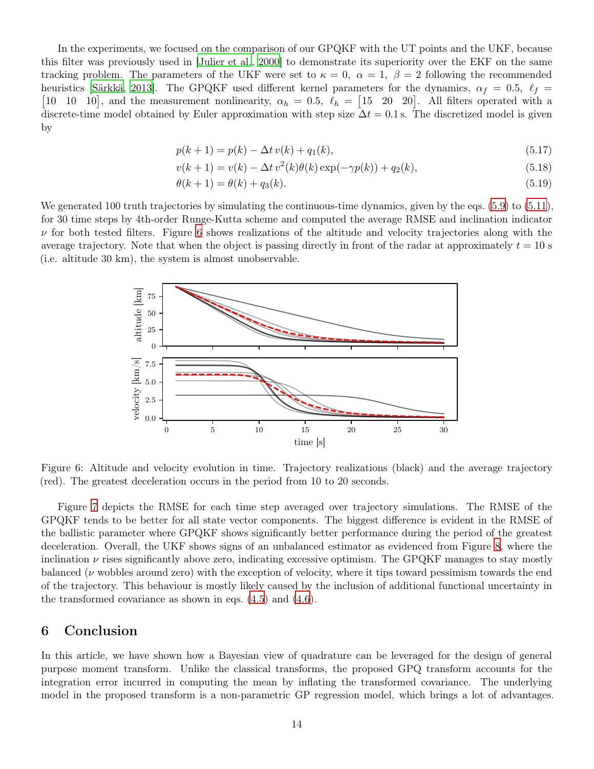In the experiments, we focused on the comparison of our GPQKF with the UT points and the UKF, because this filter was previously used in [Julier et al., 2000] to demonstrate its superiority over the EKF on the same tracking problem. The parameters of the UKF were set to $\kappa = 0,\ \alpha = 1,\ \beta = 2$ following the recommended heuristics [Särkkä, 2013]. The GPQKF used different kernel parameters for the dynamics, $\alpha_f = 0.5,\ \ell_f = \begin{bmatrix}10 & 10 & 10\end{bmatrix}$, and the measurement nonlinearity, $\alpha_h = 0.5,\ \ell_h = \begin{bmatrix}15 & 20 & 20\end{bmatrix}$. All filters operated with a discrete-time model obtained by Euler approximation with step size $\Delta t = 0.1\,\mathrm{s}$. The discretized model is given by

$$p(k+1) = p(k) - \Delta t\, v(k) + q_1(k), \tag{5.17}$$

$$v(k+1) = v(k) - \Delta t\, v^2(k)\theta(k)\exp(-\gamma p(k)) + q_2(k), \tag{5.18}$$

$$\theta(k+1) = \theta(k) + q_3(k). \tag{5.19}$$

We generated 100 truth trajectories by simulating the continuous-time dynamics, given by the eqs. (5.9) to (5.11), for 30 time steps by 4th-order Runge-Kutta scheme and computed the average RMSE and inclination indicator $\nu$ for both tested filters. Figure 6 shows realizations of the altitude and velocity trajectories along with the average trajectory. Note that when the object is passing directly in front of the radar at approximately $t = 10$ s (i.e. altitude 30 km), the system is almost unobservable.

Figure 6: Altitude and velocity evolution in time. Trajectory realizations (black) and the average trajectory (red). The greatest deceleration occurs in the period from 10 to 20 seconds.

Figure 7 depicts the RMSE for each time step averaged over trajectory simulations. The RMSE of the GPQKF tends to be better for all state vector components. The biggest difference is evident in the RMSE of the ballistic parameter where GPQKF shows significantly better performance during the period of the greatest deceleration. Overall, the UKF shows signs of an unbalanced estimator as evidenced from Figure 8, where the inclination $\nu$ rises significantly above zero, indicating excessive optimism. The GPQKF manages to stay mostly balanced ($\nu$ wobbles around zero) with the exception of velocity, where it tips toward pessimism towards the end of the trajectory. This behaviour is mostly likely caused by the inclusion of additional functional uncertainty in the transformed covariance as shown in eqs. (4.5) and (4.6).

# 6 Conclusion

In this article, we have shown how a Bayesian view of quadrature can be leveraged for the design of general purpose moment transform. Unlike the classical transforms, the proposed GPQ transform accounts for the integration error incurred in computing the mean by inflating the transformed covariance. The underlying model in the proposed transform is a non-parametric GP regression model, which brings a lot of advantages.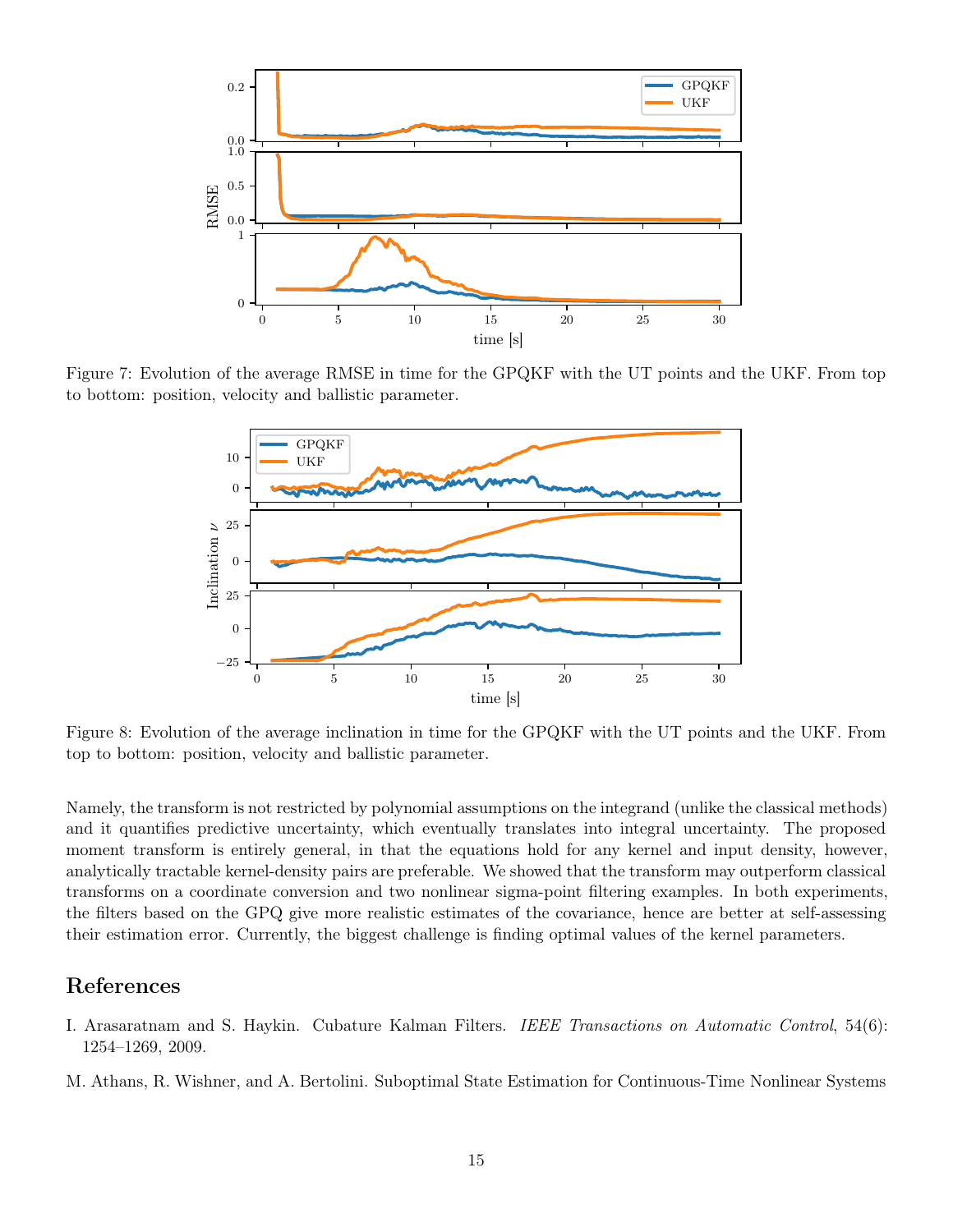Figure 7: Evolution of the average RMSE in time for the GPQKF with the UT points and the UKF. From top to bottom: position, velocity and ballistic parameter.

Figure 8: Evolution of the average inclination in time for the GPQKF with the UT points and the UKF. From top to bottom: position, velocity and ballistic parameter.

Namely, the transform is not restricted by polynomial assumptions on the integrand (unlike the classical methods) and it quantifies predictive uncertainty, which eventually translates into integral uncertainty. The proposed moment transform is entirely general, in that the equations hold for any kernel and input density, however, analytically tractable kernel-density pairs are preferable. We showed that the transform may outperform classical transforms on a coordinate conversion and two nonlinear sigma-point filtering examples. In both experiments, the filters based on the GPQ give more realistic estimates of the covariance, hence are better at self-assessing their estimation error. Currently, the biggest challenge is finding optimal values of the kernel parameters.

## References

I. Arasaratnam and S. Haykin. Cubature Kalman Filters. *IEEE Transactions on Automatic Control*, 54(6): 1254–1269, 2009.

M. Athans, R. Wishner, and A. Bertolini. Suboptimal State Estimation for Continuous-Time Nonlinear Systems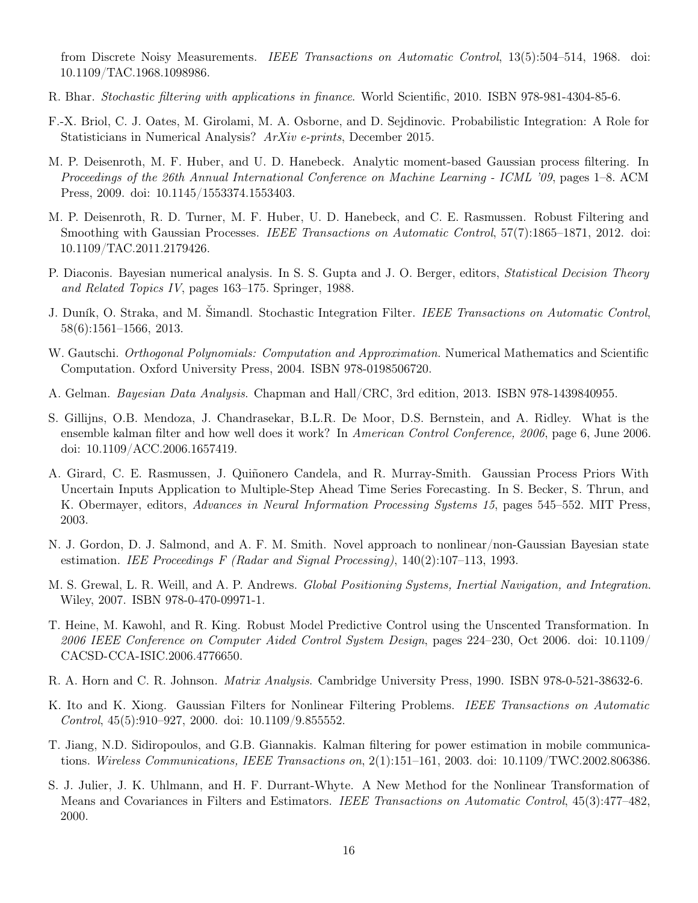from Discrete Noisy Measurements. *IEEE Transactions on Automatic Control*, 13(5):504–514, 1968. doi: 10.1109/TAC.1968.1098986.

R. Bhar. *Stochastic filtering with applications in finance*. World Scientific, 2010. ISBN 978-981-4304-85-6.

F.-X. Briol, C. J. Oates, M. Girolami, M. A. Osborne, and D. Sejdinovic. Probabilistic Integration: A Role for Statisticians in Numerical Analysis? *ArXiv e-prints*, December 2015.

M. P. Deisenroth, M. F. Huber, and U. D. Hanebeck. Analytic moment-based Gaussian process filtering. In *Proceedings of the 26th Annual International Conference on Machine Learning - ICML '09*, pages 1–8. ACM Press, 2009. doi: 10.1145/1553374.1553403.

M. P. Deisenroth, R. D. Turner, M. F. Huber, U. D. Hanebeck, and C. E. Rasmussen. Robust Filtering and Smoothing with Gaussian Processes. *IEEE Transactions on Automatic Control*, 57(7):1865–1871, 2012. doi: 10.1109/TAC.2011.2179426.

P. Diaconis. Bayesian numerical analysis. In S. S. Gupta and J. O. Berger, editors, *Statistical Decision Theory and Related Topics IV*, pages 163–175. Springer, 1988.

J. Duník, O. Straka, and M. Šimandl. Stochastic Integration Filter. *IEEE Transactions on Automatic Control*, 58(6):1561–1566, 2013.

W. Gautschi. *Orthogonal Polynomials: Computation and Approximation*. Numerical Mathematics and Scientific Computation. Oxford University Press, 2004. ISBN 978-0198506720.

A. Gelman. *Bayesian Data Analysis*. Chapman and Hall/CRC, 3rd edition, 2013. ISBN 978-1439840955.

S. Gillijns, O.B. Mendoza, J. Chandrasekar, B.L.R. De Moor, D.S. Bernstein, and A. Ridley. What is the ensemble kalman filter and how well does it work? In *American Control Conference, 2006*, page 6, June 2006. doi: 10.1109/ACC.2006.1657419.

A. Girard, C. E. Rasmussen, J. Quiñonero Candela, and R. Murray-Smith. Gaussian Process Priors With Uncertain Inputs Application to Multiple-Step Ahead Time Series Forecasting. In S. Becker, S. Thrun, and K. Obermayer, editors, *Advances in Neural Information Processing Systems 15*, pages 545–552. MIT Press, 2003.

N. J. Gordon, D. J. Salmond, and A. F. M. Smith. Novel approach to nonlinear/non-Gaussian Bayesian state estimation. *IEE Proceedings F (Radar and Signal Processing)*, 140(2):107–113, 1993.

M. S. Grewal, L. R. Weill, and A. P. Andrews. *Global Positioning Systems, Inertial Navigation, and Integration*. Wiley, 2007. ISBN 978-0-470-09971-1.

T. Heine, M. Kawohl, and R. King. Robust Model Predictive Control using the Unscented Transformation. In *2006 IEEE Conference on Computer Aided Control System Design*, pages 224–230, Oct 2006. doi: 10.1109/CACSD-CCA-ISIC.2006.4776650.

R. A. Horn and C. R. Johnson. *Matrix Analysis*. Cambridge University Press, 1990. ISBN 978-0-521-38632-6.

K. Ito and K. Xiong. Gaussian Filters for Nonlinear Filtering Problems. *IEEE Transactions on Automatic Control*, 45(5):910–927, 2000. doi: 10.1109/9.855552.

T. Jiang, N.D. Sidiropoulos, and G.B. Giannakis. Kalman filtering for power estimation in mobile communications. *Wireless Communications, IEEE Transactions on*, 2(1):151–161, 2003. doi: 10.1109/TWC.2002.806386.

S. J. Julier, J. K. Uhlmann, and H. F. Durrant-Whyte. A New Method for the Nonlinear Transformation of Means and Covariances in Filters and Estimators. *IEEE Transactions on Automatic Control*, 45(3):477–482, 2000.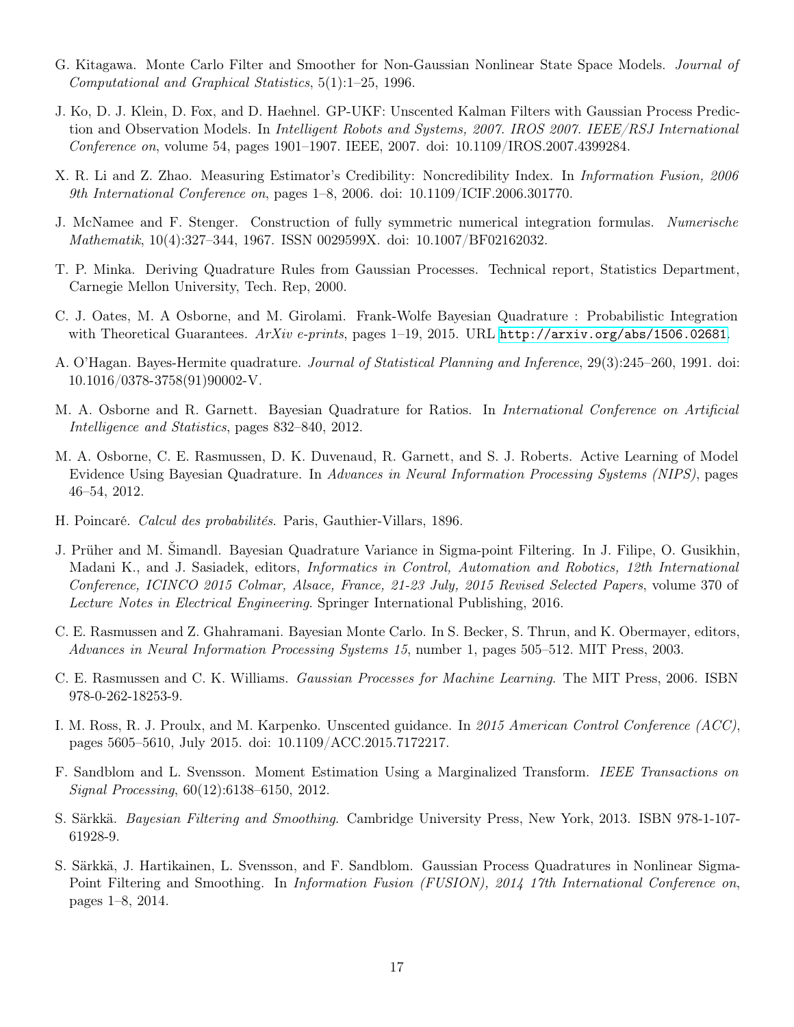G. Kitagawa. Monte Carlo Filter and Smoother for Non-Gaussian Nonlinear State Space Models. *Journal of Computational and Graphical Statistics*, 5(1):1–25, 1996.

J. Ko, D. J. Klein, D. Fox, and D. Haehnel. GP-UKF: Unscented Kalman Filters with Gaussian Process Prediction and Observation Models. In *Intelligent Robots and Systems, 2007. IROS 2007. IEEE/RSJ International Conference on*, volume 54, pages 1901–1907. IEEE, 2007. doi: 10.1109/IROS.2007.4399284.

X. R. Li and Z. Zhao. Measuring Estimator's Credibility: Noncredibility Index. In *Information Fusion, 2006 9th International Conference on*, pages 1–8, 2006. doi: 10.1109/ICIF.2006.301770.

J. McNamee and F. Stenger. Construction of fully symmetric numerical integration formulas. *Numerische Mathematik*, 10(4):327–344, 1967. ISSN 0029599X. doi: 10.1007/BF02162032.

T. P. Minka. Deriving Quadrature Rules from Gaussian Processes. Technical report, Statistics Department, Carnegie Mellon University, Tech. Rep, 2000.

C. J. Oates, M. A Osborne, and M. Girolami. Frank-Wolfe Bayesian Quadrature : Probabilistic Integration with Theoretical Guarantees. *ArXiv e-prints*, pages 1–19, 2015. URL http://arxiv.org/abs/1506.02681.

A. O'Hagan. Bayes-Hermite quadrature. *Journal of Statistical Planning and Inference*, 29(3):245–260, 1991. doi: 10.1016/0378-3758(91)90002-V.

M. A. Osborne and R. Garnett. Bayesian Quadrature for Ratios. In *International Conference on Artificial Intelligence and Statistics*, pages 832–840, 2012.

M. A. Osborne, C. E. Rasmussen, D. K. Duvenaud, R. Garnett, and S. J. Roberts. Active Learning of Model Evidence Using Bayesian Quadrature. In *Advances in Neural Information Processing Systems (NIPS)*, pages 46–54, 2012.

H. Poincaré. *Calcul des probabilités.* Paris, Gauthier-Villars, 1896.

J. Prüher and M. Šimandl. Bayesian Quadrature Variance in Sigma-point Filtering. In J. Filipe, O. Gusikhin, Madani K., and J. Sasiadek, editors, *Informatics in Control, Automation and Robotics, 12th International Conference, ICINCO 2015 Colmar, Alsace, France, 21-23 July, 2015 Revised Selected Papers*, volume 370 of *Lecture Notes in Electrical Engineering*. Springer International Publishing, 2016.

C. E. Rasmussen and Z. Ghahramani. Bayesian Monte Carlo. In S. Becker, S. Thrun, and K. Obermayer, editors, *Advances in Neural Information Processing Systems 15*, number 1, pages 505–512. MIT Press, 2003.

C. E. Rasmussen and C. K. Williams. *Gaussian Processes for Machine Learning*. The MIT Press, 2006. ISBN 978-0-262-18253-9.

I. M. Ross, R. J. Proulx, and M. Karpenko. Unscented guidance. In *2015 American Control Conference (ACC)*, pages 5605–5610, July 2015. doi: 10.1109/ACC.2015.7172217.

F. Sandblom and L. Svensson. Moment Estimation Using a Marginalized Transform. *IEEE Transactions on Signal Processing*, 60(12):6138–6150, 2012.

S. Särkkä. *Bayesian Filtering and Smoothing*. Cambridge University Press, New York, 2013. ISBN 978-1-107-61928-9.

S. Särkkä, J. Hartikainen, L. Svensson, and F. Sandblom. Gaussian Process Quadratures in Nonlinear Sigma-Point Filtering and Smoothing. In *Information Fusion (FUSION), 2014 17th International Conference on*, pages 1–8, 2014.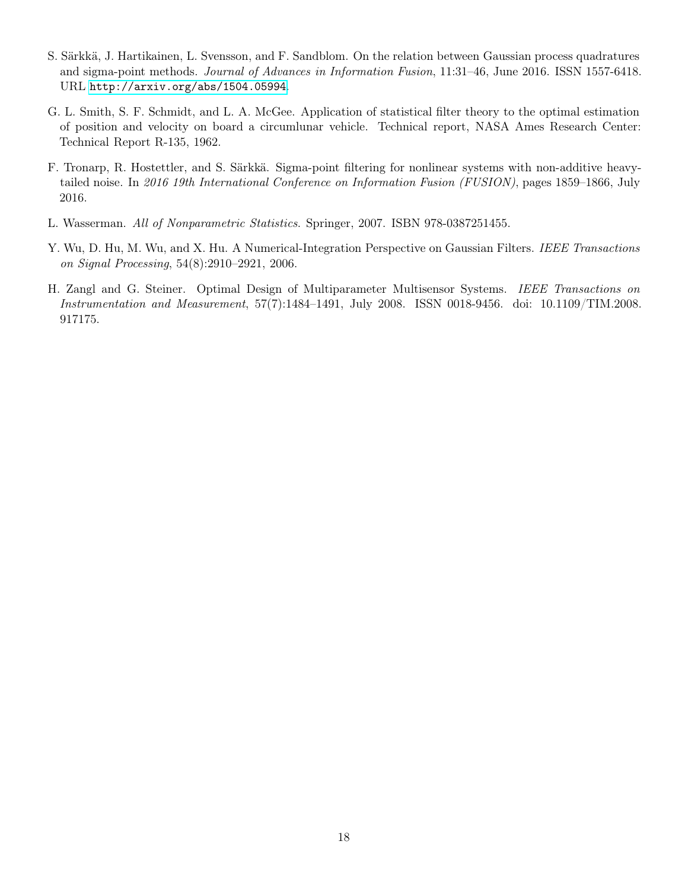S. Särkkä, J. Hartikainen, L. Svensson, and F. Sandblom. On the relation between Gaussian process quadratures and sigma-point methods. *Journal of Advances in Information Fusion*, 11:31–46, June 2016. ISSN 1557-6418. URL http://arxiv.org/abs/1504.05994.

G. L. Smith, S. F. Schmidt, and L. A. McGee. Application of statistical filter theory to the optimal estimation of position and velocity on board a circumlunar vehicle. Technical report, NASA Ames Research Center: Technical Report R-135, 1962.

F. Tronarp, R. Hostettler, and S. Särkkä. Sigma-point filtering for nonlinear systems with non-additive heavy-tailed noise. In *2016 19th International Conference on Information Fusion (FUSION)*, pages 1859–1866, July 2016.

L. Wasserman. *All of Nonparametric Statistics*. Springer, 2007. ISBN 978-0387251455.

Y. Wu, D. Hu, M. Wu, and X. Hu. A Numerical-Integration Perspective on Gaussian Filters. *IEEE Transactions on Signal Processing*, 54(8):2910–2921, 2006.

H. Zangl and G. Steiner. Optimal Design of Multiparameter Multisensor Systems. *IEEE Transactions on Instrumentation and Measurement*, 57(7):1484–1491, July 2008. ISSN 0018-9456. doi: 10.1109/TIM.2008.917175.